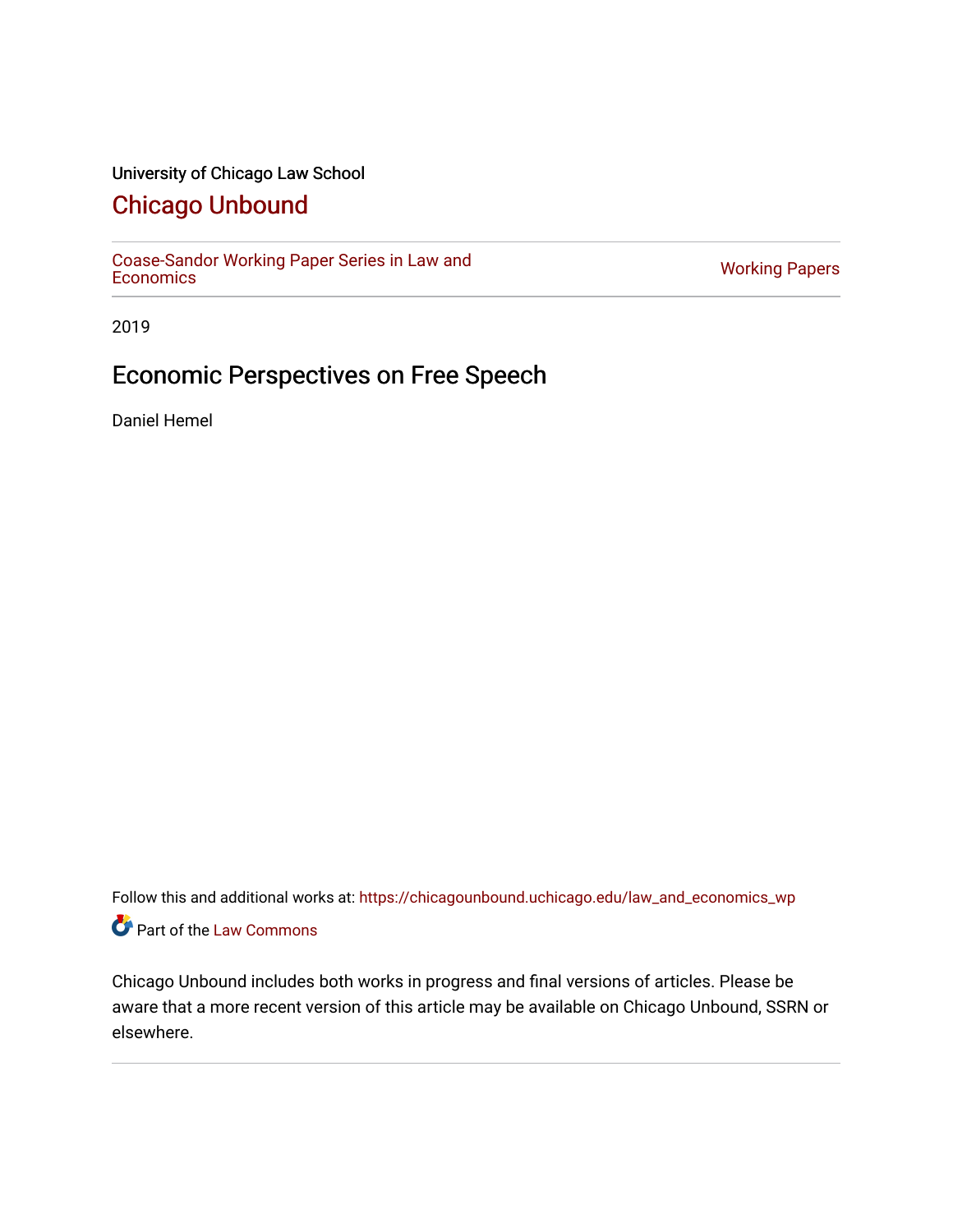University of Chicago Law School

## Chicago Unbound

Coase-Sandor Working Paper Series in Law and Economics | Working Papers

2019

# Economic Perspectives on Free Speech

Daniel Hemel

Follow this and additional works at: https://chicagounbound.uchicago.edu/law_and_economics_wp

Part of the Law Commons

Chicago Unbound includes both works in progress and final versions of articles. Please be aware that a more recent version of this article may be available on Chicago Unbound, SSRN or elsewhere.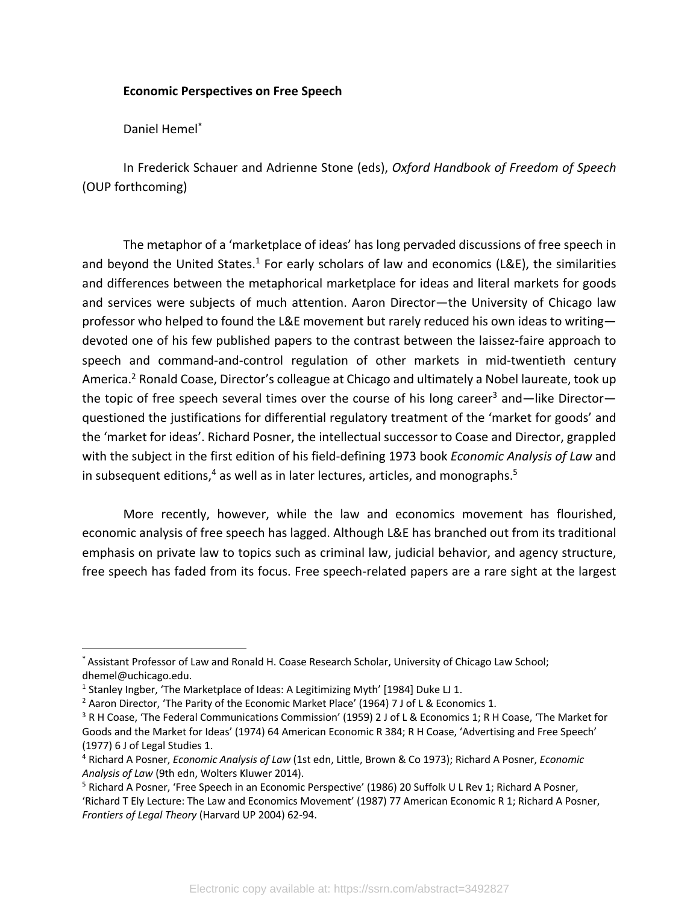**Economic Perspectives on Free Speech**

Daniel Hemel[*]

In Frederick Schauer and Adrienne Stone (eds), *Oxford Handbook of Freedom of Speech* (OUP forthcoming)

The metaphor of a 'marketplace of ideas' has long pervaded discussions of free speech in and beyond the United States.[1] For early scholars of law and economics (L&E), the similarities and differences between the metaphorical marketplace for ideas and literal markets for goods and services were subjects of much attention. Aaron Director—the University of Chicago law professor who helped to found the L&E movement but rarely reduced his own ideas to writing—devoted one of his few published papers to the contrast between the laissez-faire approach to speech and command-and-control regulation of other markets in mid-twentieth century America.[2] Ronald Coase, Director's colleague at Chicago and ultimately a Nobel laureate, took up the topic of free speech several times over the course of his long career[3] and—like Director—questioned the justifications for differential regulatory treatment of the 'market for goods' and the 'market for ideas'. Richard Posner, the intellectual successor to Coase and Director, grappled with the subject in the first edition of his field-defining 1973 book *Economic Analysis of Law* and in subsequent editions,[4] as well as in later lectures, articles, and monographs.[5]

More recently, however, while the law and economics movement has flourished, economic analysis of free speech has lagged. Although L&E has branched out from its traditional emphasis on private law to topics such as criminal law, judicial behavior, and agency structure, free speech has faded from its focus. Free speech-related papers are a rare sight at the largest

---

[*] Assistant Professor of Law and Ronald H. Coase Research Scholar, University of Chicago Law School; dhemel@uchicago.edu.

[1] Stanley Ingber, 'The Marketplace of Ideas: A Legitimizing Myth' [1984] Duke LJ 1.

[2] Aaron Director, 'The Parity of the Economic Market Place' (1964) 7 J of L & Economics 1.

[3] R H Coase, 'The Federal Communications Commission' (1959) 2 J of L & Economics 1; R H Coase, 'The Market for Goods and the Market for Ideas' (1974) 64 American Economic R 384; R H Coase, 'Advertising and Free Speech' (1977) 6 J of Legal Studies 1.

[4] Richard A Posner, *Economic Analysis of Law* (1st edn, Little, Brown & Co 1973); Richard A Posner, *Economic Analysis of Law* (9th edn, Wolters Kluwer 2014).

[5] Richard A Posner, 'Free Speech in an Economic Perspective' (1986) 20 Suffolk U L Rev 1; Richard A Posner, 'Richard T Ely Lecture: The Law and Economics Movement' (1987) 77 American Economic R 1; Richard A Posner, *Frontiers of Legal Theory* (Harvard UP 2004) 62-94.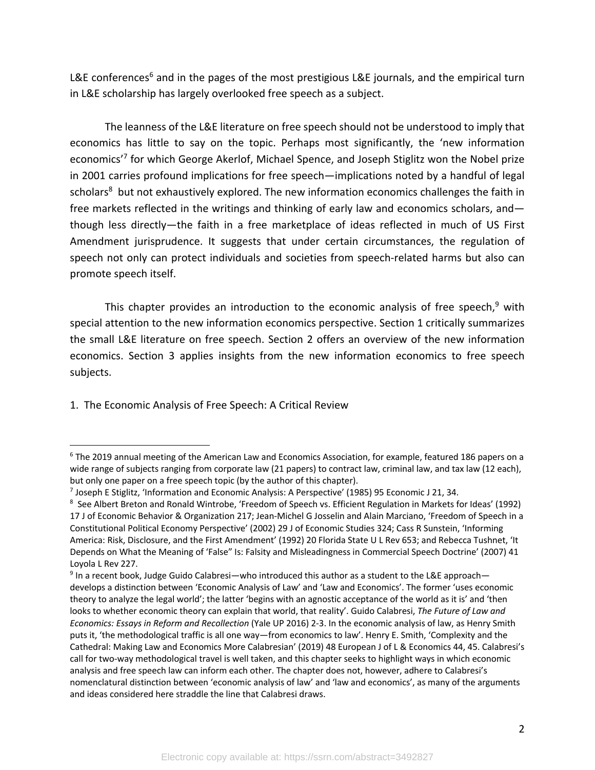L&E conferences[6] and in the pages of the most prestigious L&E journals, and the empirical turn in L&E scholarship has largely overlooked free speech as a subject.

The leanness of the L&E literature on free speech should not be understood to imply that economics has little to say on the topic. Perhaps most significantly, the 'new information economics'[7] for which George Akerlof, Michael Spence, and Joseph Stiglitz won the Nobel prize in 2001 carries profound implications for free speech—implications noted by a handful of legal scholars[8] but not exhaustively explored. The new information economics challenges the faith in free markets reflected in the writings and thinking of early law and economics scholars, and—though less directly—the faith in a free marketplace of ideas reflected in much of US First Amendment jurisprudence. It suggests that under certain circumstances, the regulation of speech not only can protect individuals and societies from speech-related harms but also can promote speech itself.

This chapter provides an introduction to the economic analysis of free speech,[9] with special attention to the new information economics perspective. Section 1 critically summarizes the small L&E literature on free speech. Section 2 offers an overview of the new information economics. Section 3 applies insights from the new information economics to free speech subjects.

## 1. The Economic Analysis of Free Speech: A Critical Review

---

[6] The 2019 annual meeting of the American Law and Economics Association, for example, featured 186 papers on a wide range of subjects ranging from corporate law (21 papers) to contract law, criminal law, and tax law (12 each), but only one paper on a free speech topic (by the author of this chapter).

[7] Joseph E Stiglitz, 'Information and Economic Analysis: A Perspective' (1985) 95 Economic J 21, 34.

[8] See Albert Breton and Ronald Wintrobe, 'Freedom of Speech vs. Efficient Regulation in Markets for Ideas' (1992) 17 J of Economic Behavior & Organization 217; Jean-Michel G Josselin and Alain Marciano, 'Freedom of Speech in a Constitutional Political Economy Perspective' (2002) 29 J of Economic Studies 324; Cass R Sunstein, 'Informing America: Risk, Disclosure, and the First Amendment' (1992) 20 Florida State U L Rev 653; and Rebecca Tushnet, 'It Depends on What the Meaning of 'False" Is: Falsity and Misleadingness in Commercial Speech Doctrine' (2007) 41 Loyola L Rev 227.

[9] In a recent book, Judge Guido Calabresi—who introduced this author as a student to the L&E approach—develops a distinction between 'Economic Analysis of Law' and 'Law and Economics'. The former 'uses economic theory to analyze the legal world'; the latter 'begins with an agnostic acceptance of the world as it is' and 'then looks to whether economic theory can explain that world, that reality'. Guido Calabresi, *The Future of Law and Economics: Essays in Reform and Recollection* (Yale UP 2016) 2-3. In the economic analysis of law, as Henry Smith puts it, 'the methodological traffic is all one way—from economics to law'. Henry E. Smith, 'Complexity and the Cathedral: Making Law and Economics More Calabresian' (2019) 48 European J of L & Economics 44, 45. Calabresi's call for two-way methodological travel is well taken, and this chapter seeks to highlight ways in which economic analysis and free speech law can inform each other. The chapter does not, however, adhere to Calabresi's nomenclatural distinction between 'economic analysis of law' and 'law and economics', as many of the arguments and ideas considered here straddle the line that Calabresi draws.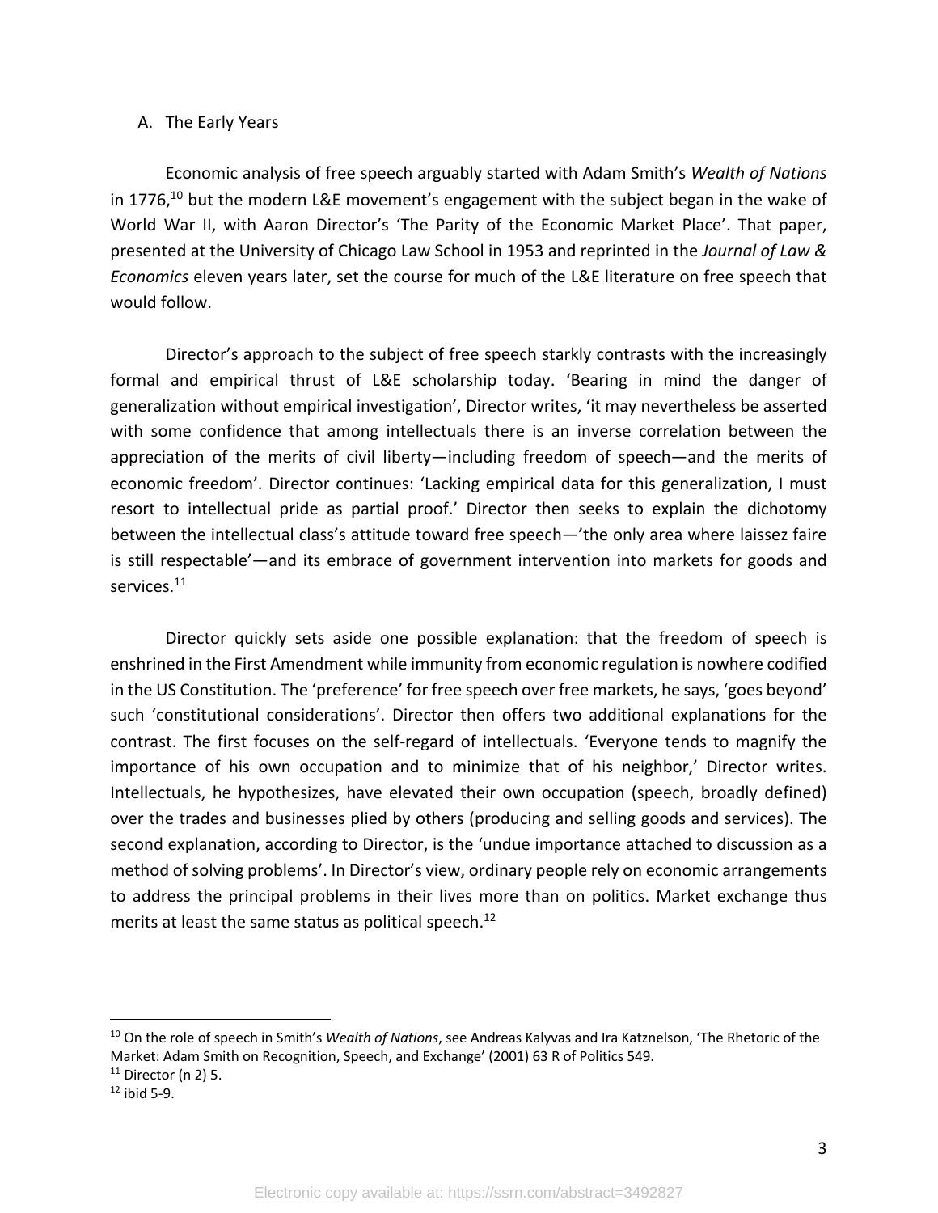A. The Early Years

Economic analysis of free speech arguably started with Adam Smith's *Wealth of Nations* in 1776,[10] but the modern L&E movement's engagement with the subject began in the wake of World War II, with Aaron Director's 'The Parity of the Economic Market Place'. That paper, presented at the University of Chicago Law School in 1953 and reprinted in the *Journal of Law & Economics* eleven years later, set the course for much of the L&E literature on free speech that would follow.

Director's approach to the subject of free speech starkly contrasts with the increasingly formal and empirical thrust of L&E scholarship today. 'Bearing in mind the danger of generalization without empirical investigation', Director writes, 'it may nevertheless be asserted with some confidence that among intellectuals there is an inverse correlation between the appreciation of the merits of civil liberty—including freedom of speech—and the merits of economic freedom'. Director continues: 'Lacking empirical data for this generalization, I must resort to intellectual pride as partial proof.' Director then seeks to explain the dichotomy between the intellectual class's attitude toward free speech—'the only area where laissez faire is still respectable'—and its embrace of government intervention into markets for goods and services.[11]

Director quickly sets aside one possible explanation: that the freedom of speech is enshrined in the First Amendment while immunity from economic regulation is nowhere codified in the US Constitution. The 'preference' for free speech over free markets, he says, 'goes beyond' such 'constitutional considerations'. Director then offers two additional explanations for the contrast. The first focuses on the self-regard of intellectuals. 'Everyone tends to magnify the importance of his own occupation and to minimize that of his neighbor,' Director writes. Intellectuals, he hypothesizes, have elevated their own occupation (speech, broadly defined) over the trades and businesses plied by others (producing and selling goods and services). The second explanation, according to Director, is the 'undue importance attached to discussion as a method of solving problems'. In Director's view, ordinary people rely on economic arrangements to address the principal problems in their lives more than on politics. Market exchange thus merits at least the same status as political speech.[12]

---

[10] On the role of speech in Smith's *Wealth of Nations*, see Andreas Kalyvas and Ira Katznelson, 'The Rhetoric of the Market: Adam Smith on Recognition, Speech, and Exchange' (2001) 63 R of Politics 549.

[11] Director (n 2) 5.

[12] ibid 5-9.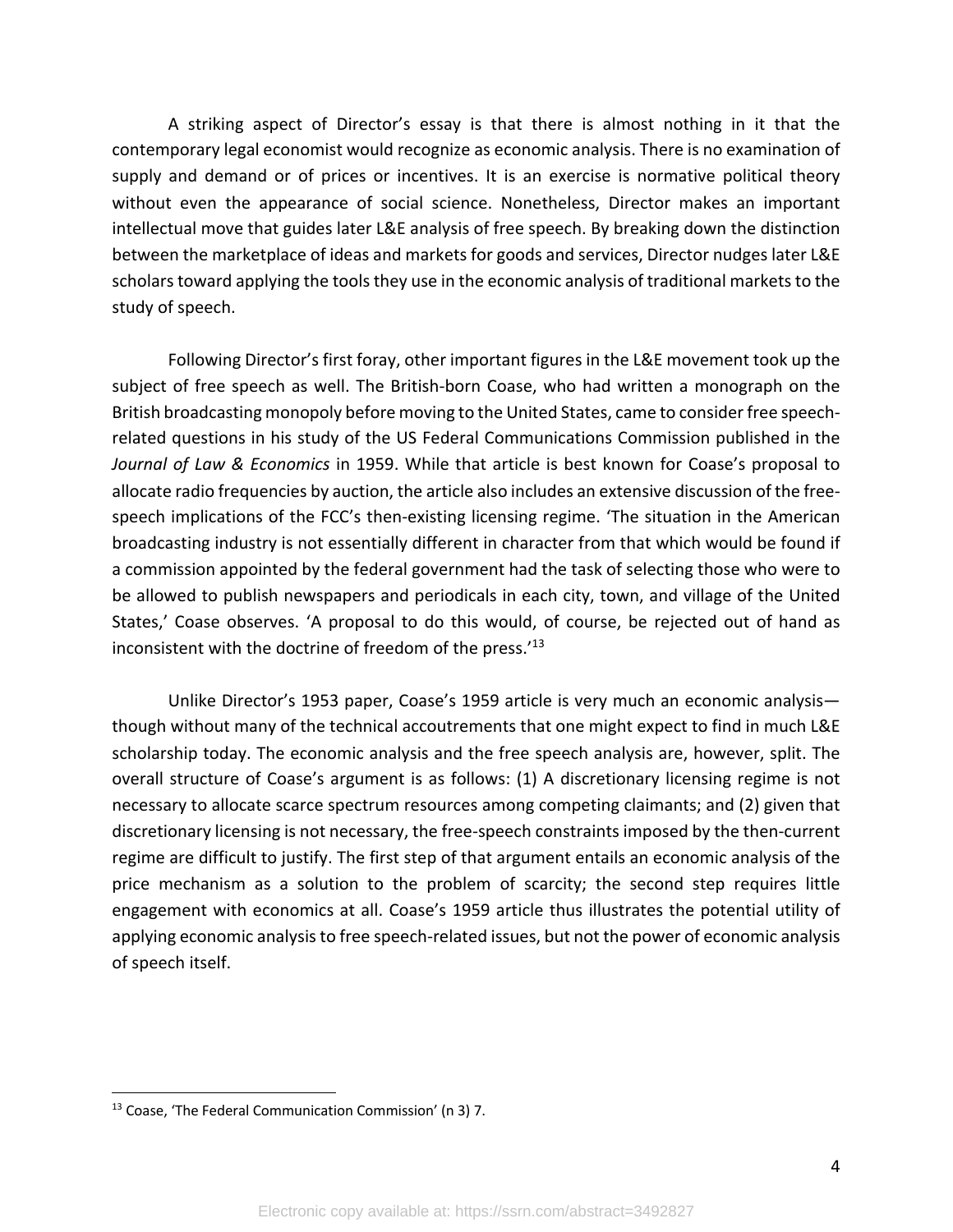A striking aspect of Director's essay is that there is almost nothing in it that the contemporary legal economist would recognize as economic analysis. There is no examination of supply and demand or of prices or incentives. It is an exercise is normative political theory without even the appearance of social science. Nonetheless, Director makes an important intellectual move that guides later L&E analysis of free speech. By breaking down the distinction between the marketplace of ideas and markets for goods and services, Director nudges later L&E scholars toward applying the tools they use in the economic analysis of traditional markets to the study of speech.

Following Director's first foray, other important figures in the L&E movement took up the subject of free speech as well. The British-born Coase, who had written a monograph on the British broadcasting monopoly before moving to the United States, came to consider free speech-related questions in his study of the US Federal Communications Commission published in the *Journal of Law & Economics* in 1959. While that article is best known for Coase's proposal to allocate radio frequencies by auction, the article also includes an extensive discussion of the free-speech implications of the FCC's then-existing licensing regime. 'The situation in the American broadcasting industry is not essentially different in character from that which would be found if a commission appointed by the federal government had the task of selecting those who were to be allowed to publish newspapers and periodicals in each city, town, and village of the United States,' Coase observes. 'A proposal to do this would, of course, be rejected out of hand as inconsistent with the doctrine of freedom of the press.'[13]

Unlike Director's 1953 paper, Coase's 1959 article is very much an economic analysis—though without many of the technical accoutrements that one might expect to find in much L&E scholarship today. The economic analysis and the free speech analysis are, however, split. The overall structure of Coase's argument is as follows: (1) A discretionary licensing regime is not necessary to allocate scarce spectrum resources among competing claimants; and (2) given that discretionary licensing is not necessary, the free-speech constraints imposed by the then-current regime are difficult to justify. The first step of that argument entails an economic analysis of the price mechanism as a solution to the problem of scarcity; the second step requires little engagement with economics at all. Coase's 1959 article thus illustrates the potential utility of applying economic analysis to free speech-related issues, but not the power of economic analysis of speech itself.

---

[13] Coase, 'The Federal Communication Commission' (n 3) 7.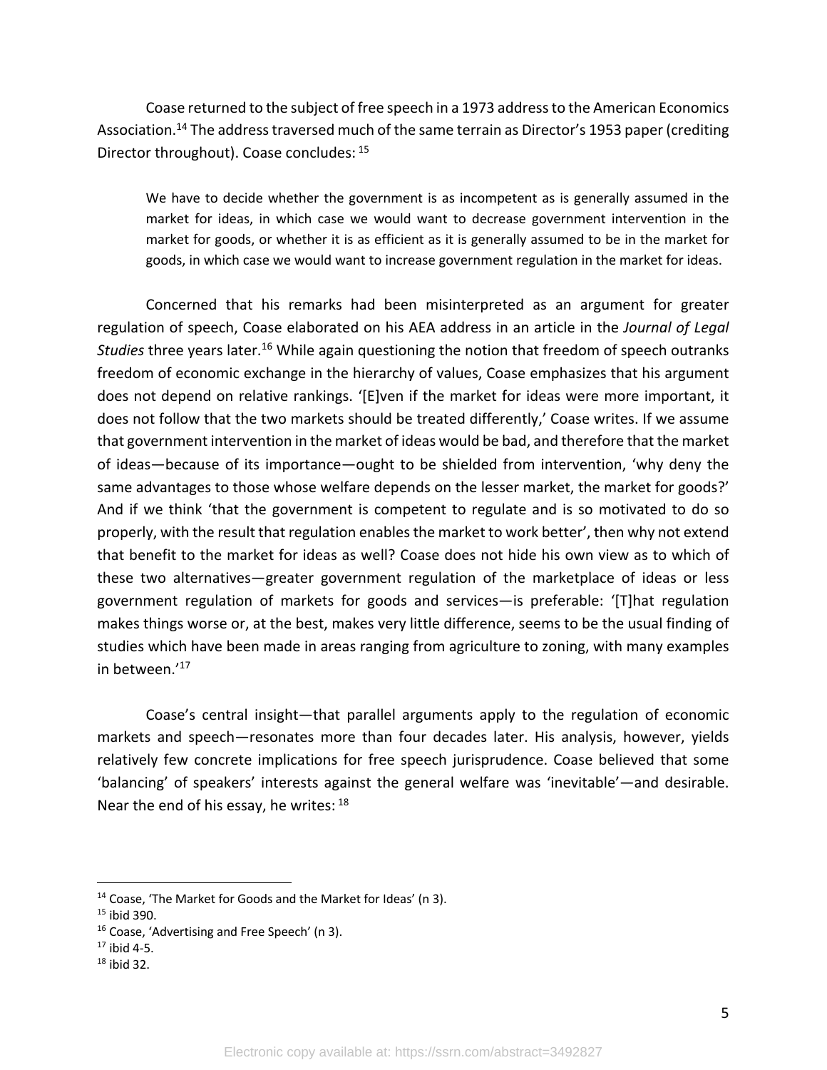Coase returned to the subject of free speech in a 1973 address to the American Economics Association.[14] The address traversed much of the same terrain as Director's 1953 paper (crediting Director throughout). Coase concludes: [15]

> We have to decide whether the government is as incompetent as is generally assumed in the market for ideas, in which case we would want to decrease government intervention in the market for goods, or whether it is as efficient as it is generally assumed to be in the market for goods, in which case we would want to increase government regulation in the market for ideas.

Concerned that his remarks had been misinterpreted as an argument for greater regulation of speech, Coase elaborated on his AEA address in an article in the *Journal of Legal Studies* three years later.[16] While again questioning the notion that freedom of speech outranks freedom of economic exchange in the hierarchy of values, Coase emphasizes that his argument does not depend on relative rankings. '[E]ven if the market for ideas were more important, it does not follow that the two markets should be treated differently,' Coase writes. If we assume that government intervention in the market of ideas would be bad, and therefore that the market of ideas—because of its importance—ought to be shielded from intervention, 'why deny the same advantages to those whose welfare depends on the lesser market, the market for goods?' And if we think 'that the government is competent to regulate and is so motivated to do so properly, with the result that regulation enables the market to work better', then why not extend that benefit to the market for ideas as well? Coase does not hide his own view as to which of these two alternatives—greater government regulation of the marketplace of ideas or less government regulation of markets for goods and services—is preferable: '[T]hat regulation makes things worse or, at the best, makes very little difference, seems to be the usual finding of studies which have been made in areas ranging from agriculture to zoning, with many examples in between.'[17]

Coase's central insight—that parallel arguments apply to the regulation of economic markets and speech—resonates more than four decades later. His analysis, however, yields relatively few concrete implications for free speech jurisprudence. Coase believed that some 'balancing' of speakers' interests against the general welfare was 'inevitable'—and desirable. Near the end of his essay, he writes: [18]

---

[14] Coase, 'The Market for Goods and the Market for Ideas' (n 3).

[15] ibid 390.

[16] Coase, 'Advertising and Free Speech' (n 3).

[17] ibid 4-5.

[18] ibid 32.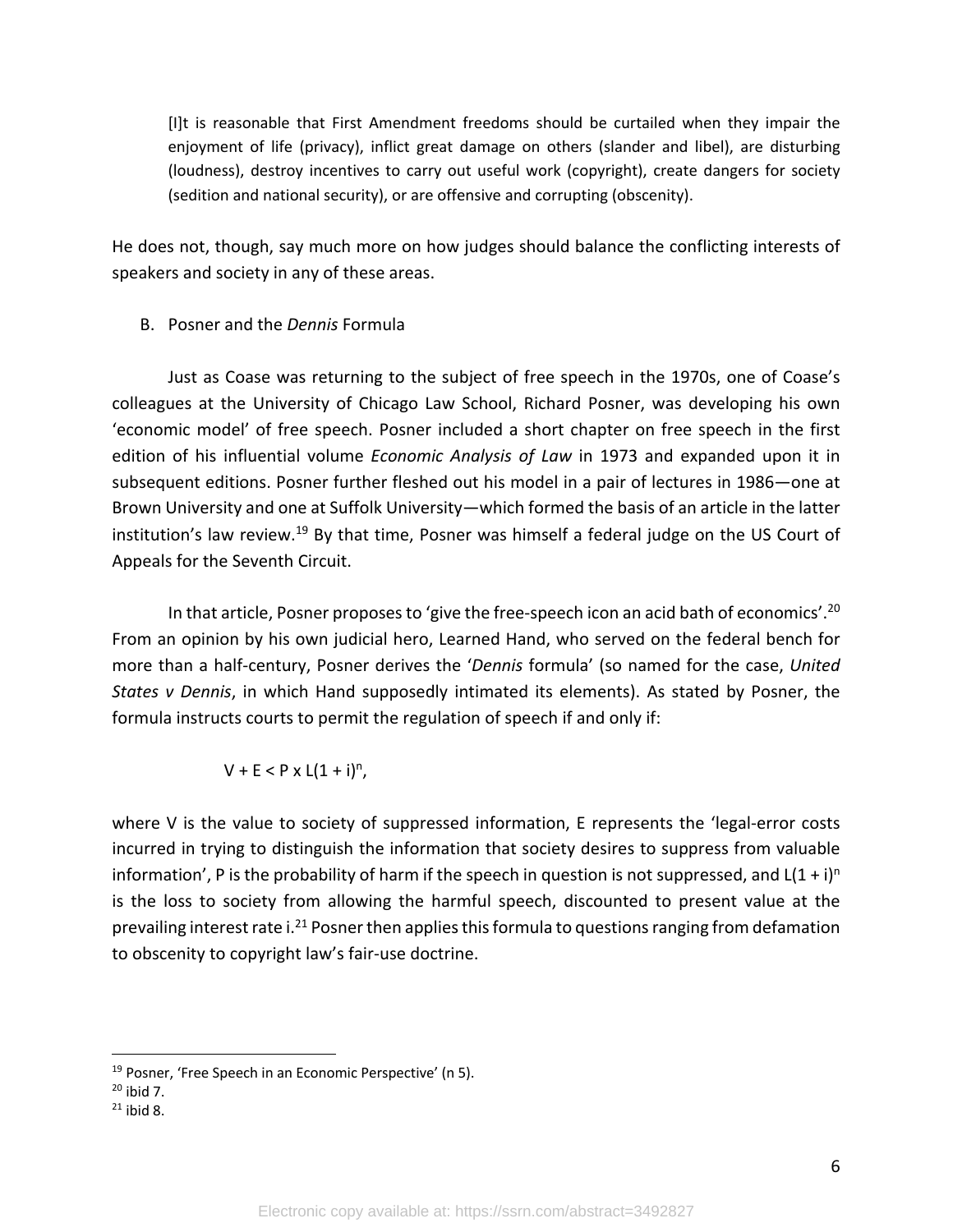> [I]t is reasonable that First Amendment freedoms should be curtailed when they impair the enjoyment of life (privacy), inflict great damage on others (slander and libel), are disturbing (loudness), destroy incentives to carry out useful work (copyright), create dangers for society (sedition and national security), or are offensive and corrupting (obscenity).

He does not, though, say much more on how judges should balance the conflicting interests of speakers and society in any of these areas.

## B. Posner and the *Dennis* Formula

Just as Coase was returning to the subject of free speech in the 1970s, one of Coase's colleagues at the University of Chicago Law School, Richard Posner, was developing his own 'economic model' of free speech. Posner included a short chapter on free speech in the first edition of his influential volume *Economic Analysis of Law* in 1973 and expanded upon it in subsequent editions. Posner further fleshed out his model in a pair of lectures in 1986—one at Brown University and one at Suffolk University—which formed the basis of an article in the latter institution's law review.[19] By that time, Posner was himself a federal judge on the US Court of Appeals for the Seventh Circuit.

In that article, Posner proposes to 'give the free-speech icon an acid bath of economics'.[20] From an opinion by his own judicial hero, Learned Hand, who served on the federal bench for more than a half-century, Posner derives the '*Dennis* formula' (so named for the case, *United States v Dennis*, in which Hand supposedly intimated its elements). As stated by Posner, the formula instructs courts to permit the regulation of speech if and only if:

$$V + E < P \times L(1 + i)^n,$$

where V is the value to society of suppressed information, E represents the 'legal-error costs incurred in trying to distinguish the information that society desires to suppress from valuable information', P is the probability of harm if the speech in question is not suppressed, and $L(1 + i)^n$ is the loss to society from allowing the harmful speech, discounted to present value at the prevailing interest rate i.[21] Posner then applies this formula to questions ranging from defamation to obscenity to copyright law's fair-use doctrine.

---

[19] Posner, 'Free Speech in an Economic Perspective' (n 5).

[20] ibid 7.

[21] ibid 8.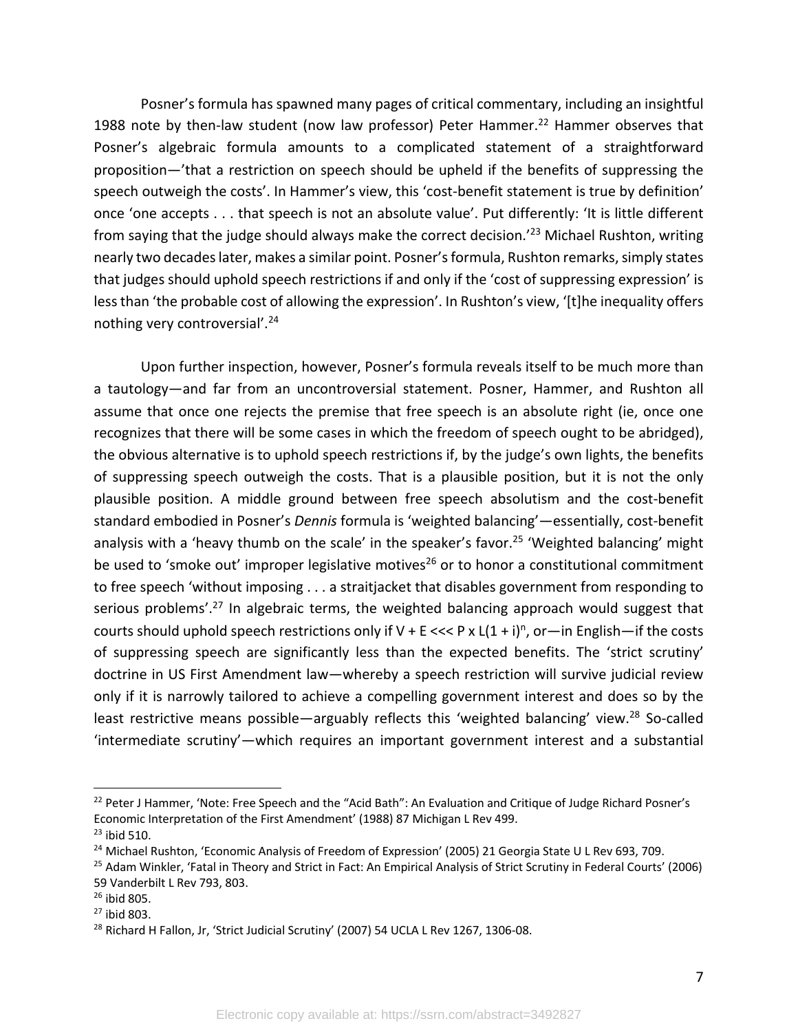Posner's formula has spawned many pages of critical commentary, including an insightful 1988 note by then-law student (now law professor) Peter Hammer.[22] Hammer observes that Posner's algebraic formula amounts to a complicated statement of a straightforward proposition—'that a restriction on speech should be upheld if the benefits of suppressing the speech outweigh the costs'. In Hammer's view, this 'cost-benefit statement is true by definition' once 'one accepts . . . that speech is not an absolute value'. Put differently: 'It is little different from saying that the judge should always make the correct decision.'[23] Michael Rushton, writing nearly two decades later, makes a similar point. Posner's formula, Rushton remarks, simply states that judges should uphold speech restrictions if and only if the 'cost of suppressing expression' is less than 'the probable cost of allowing the expression'. In Rushton's view, '[t]he inequality offers nothing very controversial'.[24]

Upon further inspection, however, Posner's formula reveals itself to be much more than a tautology—and far from an uncontroversial statement. Posner, Hammer, and Rushton all assume that once one rejects the premise that free speech is an absolute right (ie, once one recognizes that there will be some cases in which the freedom of speech ought to be abridged), the obvious alternative is to uphold speech restrictions if, by the judge's own lights, the benefits of suppressing speech outweigh the costs. That is a plausible position, but it is not the only plausible position. A middle ground between free speech absolutism and the cost-benefit standard embodied in Posner's *Dennis* formula is 'weighted balancing'—essentially, cost-benefit analysis with a 'heavy thumb on the scale' in the speaker's favor.[25] 'Weighted balancing' might be used to 'smoke out' improper legislative motives[26] or to honor a constitutional commitment to free speech 'without imposing . . . a straitjacket that disables government from responding to serious problems'.[27] In algebraic terms, the weighted balancing approach would suggest that courts should uphold speech restrictions only if $V + E <<< P \times L(1 + i)^n$, or—in English—if the costs of suppressing speech are significantly less than the expected benefits. The 'strict scrutiny' doctrine in US First Amendment law—whereby a speech restriction will survive judicial review only if it is narrowly tailored to achieve a compelling government interest and does so by the least restrictive means possible—arguably reflects this 'weighted balancing' view.[28] So-called 'intermediate scrutiny'—which requires an important government interest and a substantial

---

[22] Peter J Hammer, 'Note: Free Speech and the "Acid Bath": An Evaluation and Critique of Judge Richard Posner's Economic Interpretation of the First Amendment' (1988) 87 Michigan L Rev 499.

[23] ibid 510.

[24] Michael Rushton, 'Economic Analysis of Freedom of Expression' (2005) 21 Georgia State U L Rev 693, 709.

[25] Adam Winkler, 'Fatal in Theory and Strict in Fact: An Empirical Analysis of Strict Scrutiny in Federal Courts' (2006) 59 Vanderbilt L Rev 793, 803.

[26] ibid 805.

[27] ibid 803.

[28] Richard H Fallon, Jr, 'Strict Judicial Scrutiny' (2007) 54 UCLA L Rev 1267, 1306-08.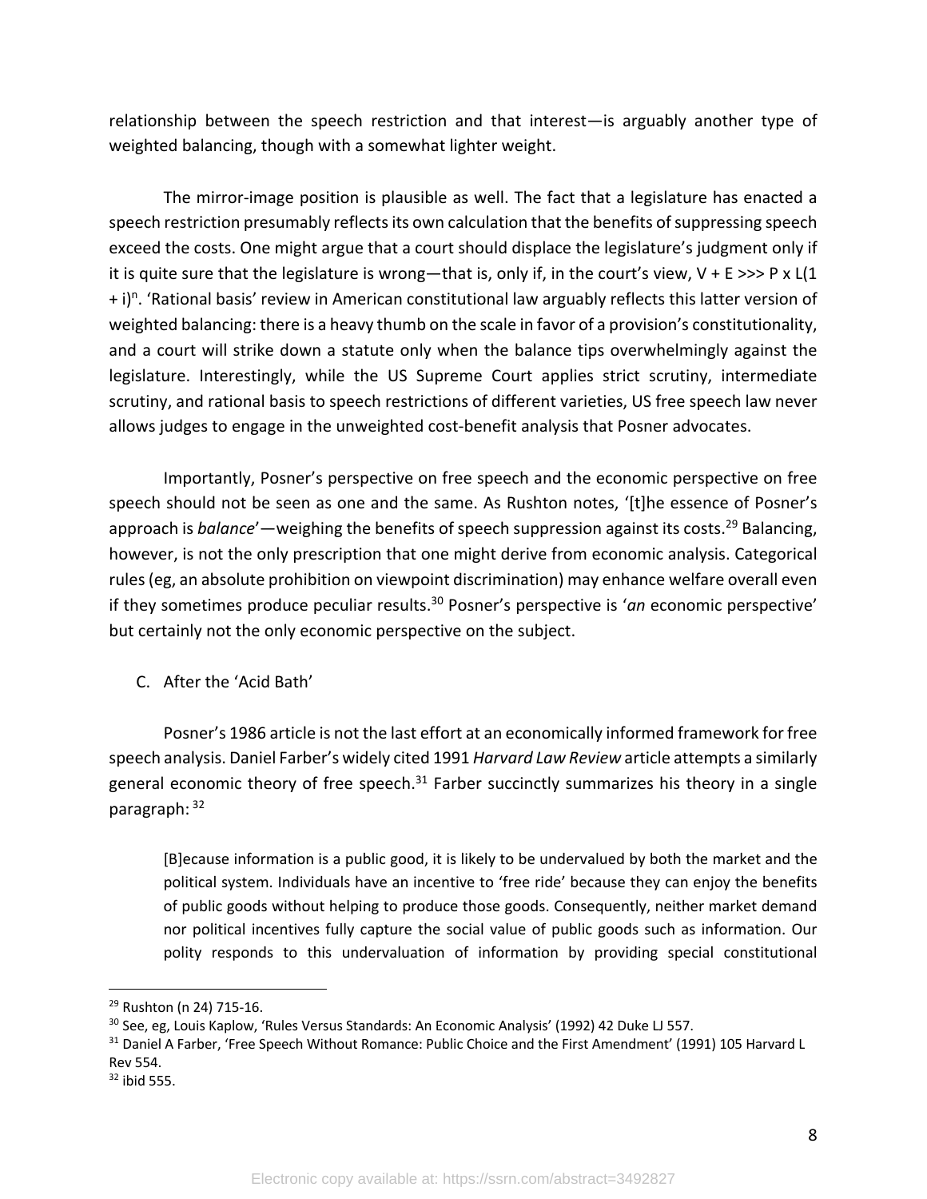relationship between the speech restriction and that interest—is arguably another type of weighted balancing, though with a somewhat lighter weight.

The mirror-image position is plausible as well. The fact that a legislature has enacted a speech restriction presumably reflects its own calculation that the benefits of suppressing speech exceed the costs. One might argue that a court should displace the legislature's judgment only if it is quite sure that the legislature is wrong—that is, only if, in the court's view, $V + E >>> P \times L(1 + i)^n$. 'Rational basis' review in American constitutional law arguably reflects this latter version of weighted balancing: there is a heavy thumb on the scale in favor of a provision's constitutionality, and a court will strike down a statute only when the balance tips overwhelmingly against the legislature. Interestingly, while the US Supreme Court applies strict scrutiny, intermediate scrutiny, and rational basis to speech restrictions of different varieties, US free speech law never allows judges to engage in the unweighted cost-benefit analysis that Posner advocates.

Importantly, Posner's perspective on free speech and the economic perspective on free speech should not be seen as one and the same. As Rushton notes, '[t]he essence of Posner's approach is *balance*'—weighing the benefits of speech suppression against its costs.[29] Balancing, however, is not the only prescription that one might derive from economic analysis. Categorical rules (eg, an absolute prohibition on viewpoint discrimination) may enhance welfare overall even if they sometimes produce peculiar results.[30] Posner's perspective is '*an* economic perspective' but certainly not the only economic perspective on the subject.

C. After the 'Acid Bath'

Posner's 1986 article is not the last effort at an economically informed framework for free speech analysis. Daniel Farber's widely cited 1991 *Harvard Law Review* article attempts a similarly general economic theory of free speech.[31] Farber succinctly summarizes his theory in a single paragraph:[32]

> [B]ecause information is a public good, it is likely to be undervalued by both the market and the political system. Individuals have an incentive to 'free ride' because they can enjoy the benefits of public goods without helping to produce those goods. Consequently, neither market demand nor political incentives fully capture the social value of public goods such as information. Our polity responds to this undervaluation of information by providing special constitutional

---

[29] Rushton (n 24) 715-16.

[30] See, eg, Louis Kaplow, 'Rules Versus Standards: An Economic Analysis' (1992) 42 Duke LJ 557.

[31] Daniel A Farber, 'Free Speech Without Romance: Public Choice and the First Amendment' (1991) 105 Harvard L Rev 554.

[32] ibid 555.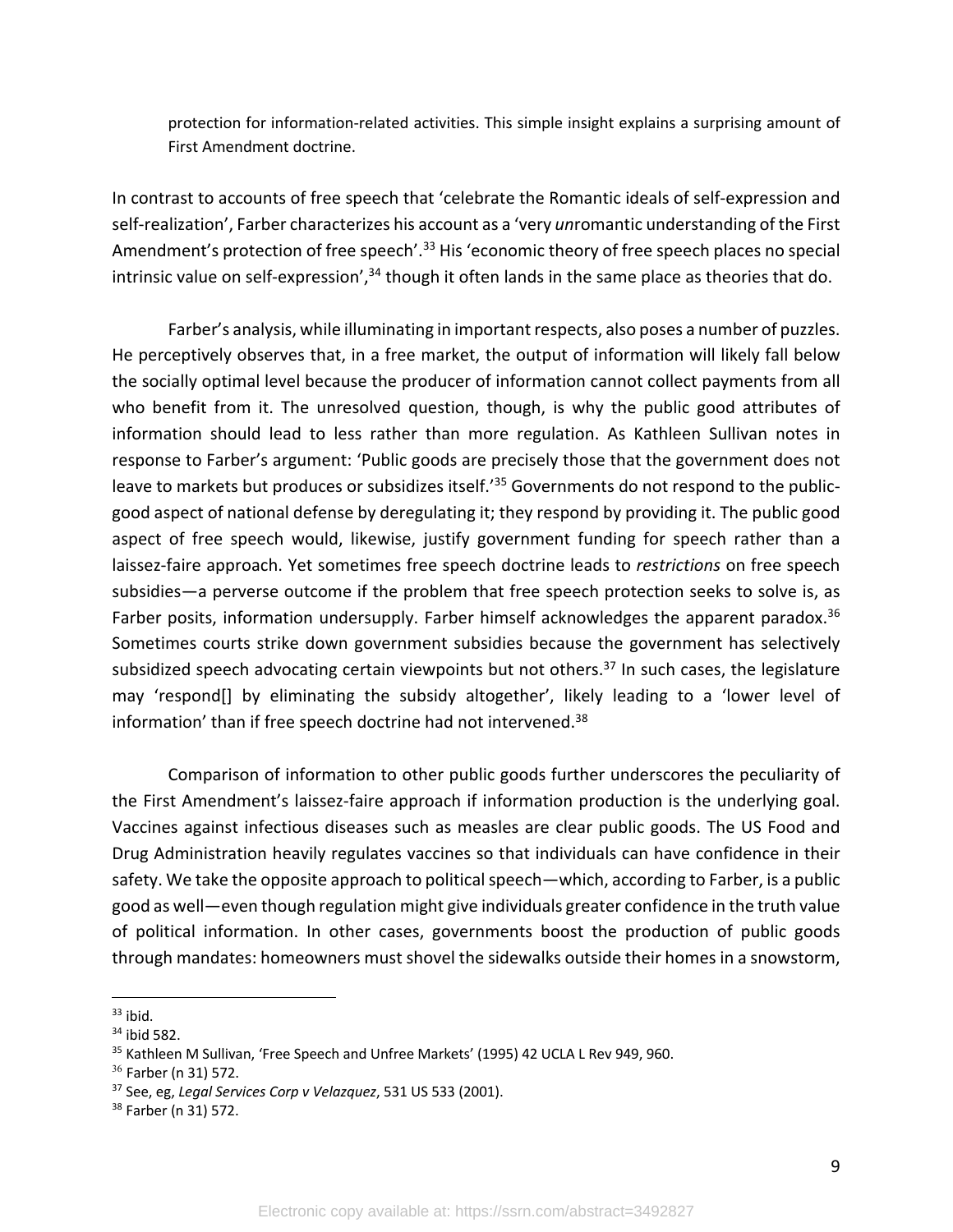> protection for information-related activities. This simple insight explains a surprising amount of First Amendment doctrine.

In contrast to accounts of free speech that 'celebrate the Romantic ideals of self-expression and self-realization', Farber characterizes his account as a 'very *un*romantic understanding of the First Amendment's protection of free speech'.[33] His 'economic theory of free speech places no special intrinsic value on self-expression',[34] though it often lands in the same place as theories that do.

Farber's analysis, while illuminating in important respects, also poses a number of puzzles. He perceptively observes that, in a free market, the output of information will likely fall below the socially optimal level because the producer of information cannot collect payments from all who benefit from it. The unresolved question, though, is why the public good attributes of information should lead to less rather than more regulation. As Kathleen Sullivan notes in response to Farber's argument: 'Public goods are precisely those that the government does not leave to markets but produces or subsidizes itself.'[35] Governments do not respond to the public-good aspect of national defense by deregulating it; they respond by providing it. The public good aspect of free speech would, likewise, justify government funding for speech rather than a laissez-faire approach. Yet sometimes free speech doctrine leads to *restrictions* on free speech subsidies—a perverse outcome if the problem that free speech protection seeks to solve is, as Farber posits, information undersupply. Farber himself acknowledges the apparent paradox.[36] Sometimes courts strike down government subsidies because the government has selectively subsidized speech advocating certain viewpoints but not others.[37] In such cases, the legislature may 'respond[] by eliminating the subsidy altogether', likely leading to a 'lower level of information' than if free speech doctrine had not intervened.[38]

Comparison of information to other public goods further underscores the peculiarity of the First Amendment's laissez-faire approach if information production is the underlying goal. Vaccines against infectious diseases such as measles are clear public goods. The US Food and Drug Administration heavily regulates vaccines so that individuals can have confidence in their safety. We take the opposite approach to political speech—which, according to Farber, is a public good as well—even though regulation might give individuals greater confidence in the truth value of political information. In other cases, governments boost the production of public goods through mandates: homeowners must shovel the sidewalks outside their homes in a snowstorm,

---

[33] ibid.

[34] ibid 582.

[35] Kathleen M Sullivan, 'Free Speech and Unfree Markets' (1995) 42 UCLA L Rev 949, 960.

[36] Farber (n 31) 572.

[37] See, eg, *Legal Services Corp v Velazquez*, 531 US 533 (2001).

[38] Farber (n 31) 572.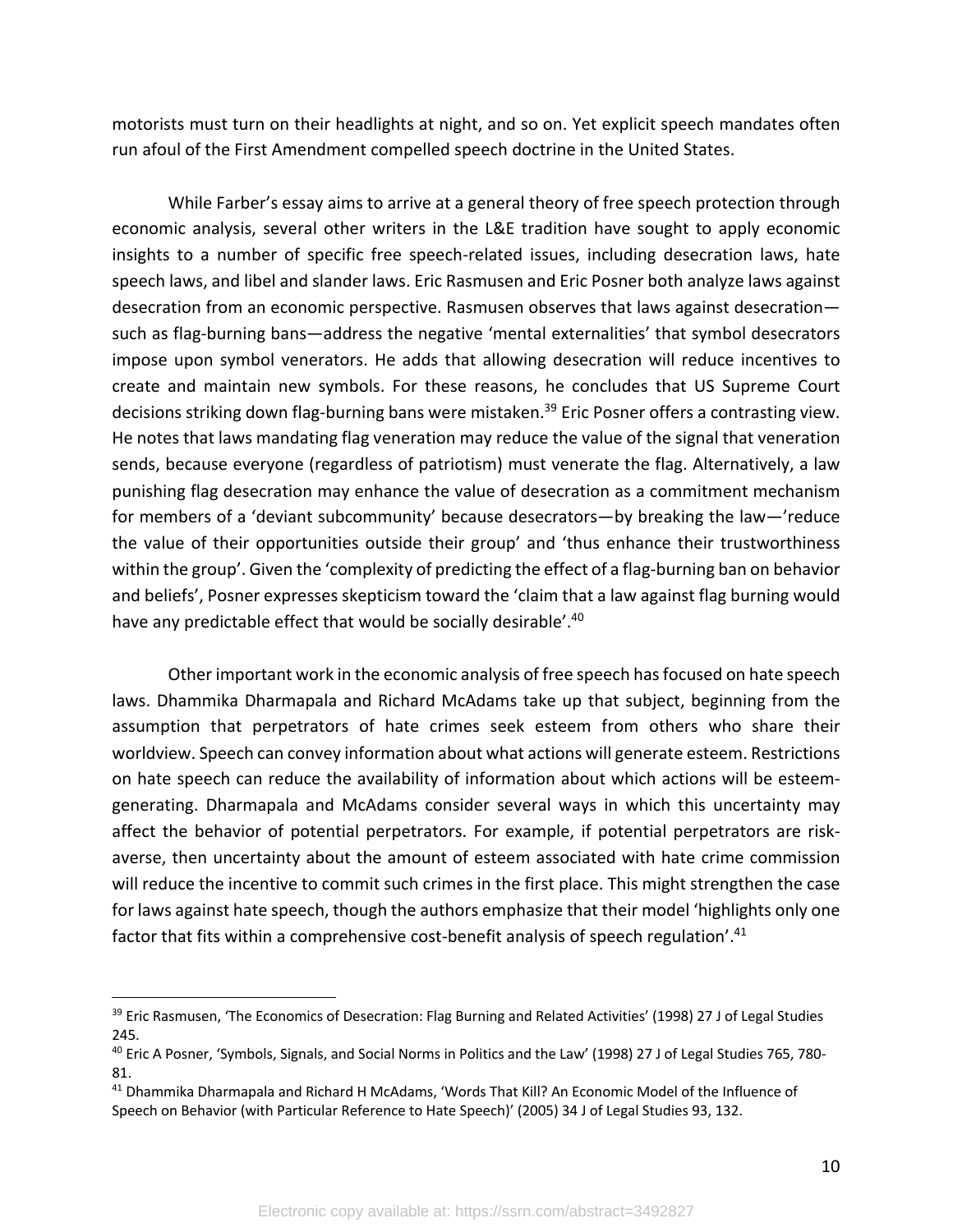motorists must turn on their headlights at night, and so on. Yet explicit speech mandates often run afoul of the First Amendment compelled speech doctrine in the United States.

While Farber's essay aims to arrive at a general theory of free speech protection through economic analysis, several other writers in the L&E tradition have sought to apply economic insights to a number of specific free speech-related issues, including desecration laws, hate speech laws, and libel and slander laws. Eric Rasmusen and Eric Posner both analyze laws against desecration from an economic perspective. Rasmusen observes that laws against desecration—such as flag-burning bans—address the negative 'mental externalities' that symbol desecrators impose upon symbol venerators. He adds that allowing desecration will reduce incentives to create and maintain new symbols. For these reasons, he concludes that US Supreme Court decisions striking down flag-burning bans were mistaken.[39] Eric Posner offers a contrasting view. He notes that laws mandating flag veneration may reduce the value of the signal that veneration sends, because everyone (regardless of patriotism) must venerate the flag. Alternatively, a law punishing flag desecration may enhance the value of desecration as a commitment mechanism for members of a 'deviant subcommunity' because desecrators—by breaking the law—'reduce the value of their opportunities outside their group' and 'thus enhance their trustworthiness within the group'. Given the 'complexity of predicting the effect of a flag-burning ban on behavior and beliefs', Posner expresses skepticism toward the 'claim that a law against flag burning would have any predictable effect that would be socially desirable'.[40]

Other important work in the economic analysis of free speech has focused on hate speech laws. Dhammika Dharmapala and Richard McAdams take up that subject, beginning from the assumption that perpetrators of hate crimes seek esteem from others who share their worldview. Speech can convey information about what actions will generate esteem. Restrictions on hate speech can reduce the availability of information about which actions will be esteem-generating. Dharmapala and McAdams consider several ways in which this uncertainty may affect the behavior of potential perpetrators. For example, if potential perpetrators are risk-averse, then uncertainty about the amount of esteem associated with hate crime commission will reduce the incentive to commit such crimes in the first place. This might strengthen the case for laws against hate speech, though the authors emphasize that their model 'highlights only one factor that fits within a comprehensive cost-benefit analysis of speech regulation'.[41]

---

[39] Eric Rasmusen, 'The Economics of Desecration: Flag Burning and Related Activities' (1998) 27 J of Legal Studies 245.

[40] Eric A Posner, 'Symbols, Signals, and Social Norms in Politics and the Law' (1998) 27 J of Legal Studies 765, 780-81.

[41] Dhammika Dharmapala and Richard H McAdams, 'Words That Kill? An Economic Model of the Influence of Speech on Behavior (with Particular Reference to Hate Speech)' (2005) 34 J of Legal Studies 93, 132.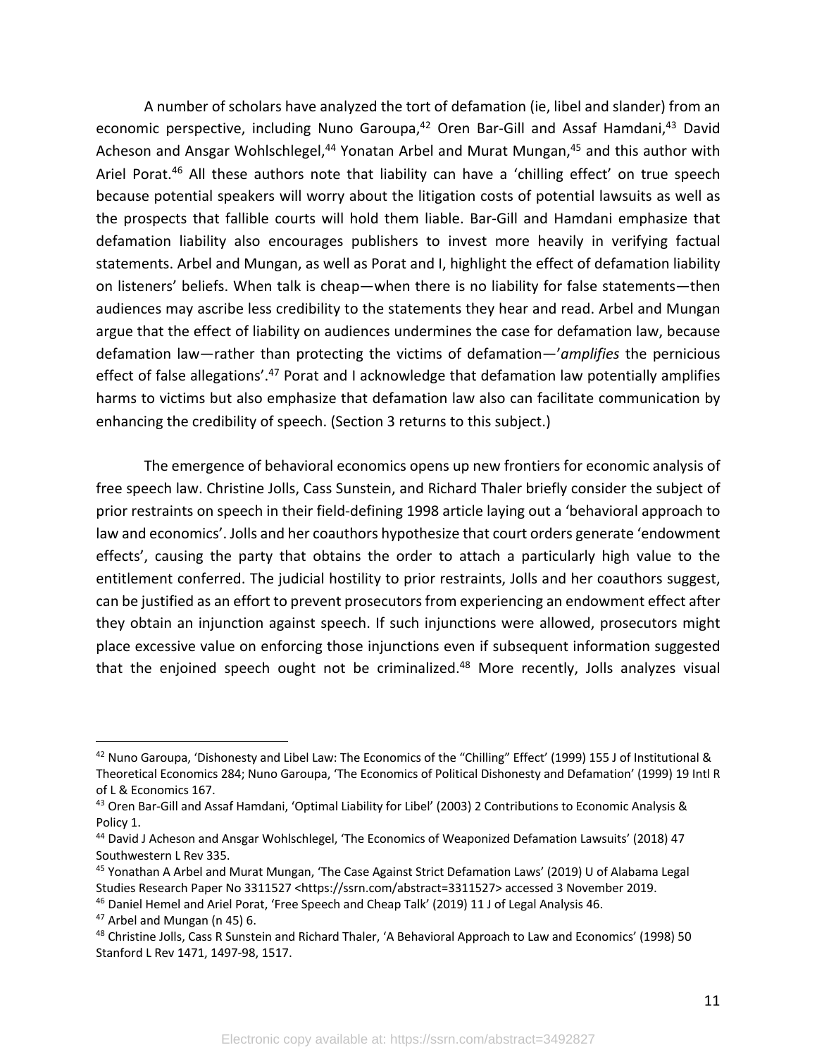A number of scholars have analyzed the tort of defamation (ie, libel and slander) from an economic perspective, including Nuno Garoupa,[42] Oren Bar-Gill and Assaf Hamdani,[43] David Acheson and Ansgar Wohlschlegel,[44] Yonatan Arbel and Murat Mungan,[45] and this author with Ariel Porat.[46] All these authors note that liability can have a 'chilling effect' on true speech because potential speakers will worry about the litigation costs of potential lawsuits as well as the prospects that fallible courts will hold them liable. Bar-Gill and Hamdani emphasize that defamation liability also encourages publishers to invest more heavily in verifying factual statements. Arbel and Mungan, as well as Porat and I, highlight the effect of defamation liability on listeners' beliefs. When talk is cheap—when there is no liability for false statements—then audiences may ascribe less credibility to the statements they hear and read. Arbel and Mungan argue that the effect of liability on audiences undermines the case for defamation law, because defamation law—rather than protecting the victims of defamation—'*amplifies* the pernicious effect of false allegations'.[47] Porat and I acknowledge that defamation law potentially amplifies harms to victims but also emphasize that defamation law also can facilitate communication by enhancing the credibility of speech. (Section 3 returns to this subject.)

The emergence of behavioral economics opens up new frontiers for economic analysis of free speech law. Christine Jolls, Cass Sunstein, and Richard Thaler briefly consider the subject of prior restraints on speech in their field-defining 1998 article laying out a 'behavioral approach to law and economics'. Jolls and her coauthors hypothesize that court orders generate 'endowment effects', causing the party that obtains the order to attach a particularly high value to the entitlement conferred. The judicial hostility to prior restraints, Jolls and her coauthors suggest, can be justified as an effort to prevent prosecutors from experiencing an endowment effect after they obtain an injunction against speech. If such injunctions were allowed, prosecutors might place excessive value on enforcing those injunctions even if subsequent information suggested that the enjoined speech ought not be criminalized.[48] More recently, Jolls analyzes visual

---

[42] Nuno Garoupa, 'Dishonesty and Libel Law: The Economics of the "Chilling" Effect' (1999) 155 J of Institutional & Theoretical Economics 284; Nuno Garoupa, 'The Economics of Political Dishonesty and Defamation' (1999) 19 Intl R of L & Economics 167.

[43] Oren Bar-Gill and Assaf Hamdani, 'Optimal Liability for Libel' (2003) 2 Contributions to Economic Analysis & Policy 1.

[44] David J Acheson and Ansgar Wohlschlegel, 'The Economics of Weaponized Defamation Lawsuits' (2018) 47 Southwestern L Rev 335.

[45] Yonathan A Arbel and Murat Mungan, 'The Case Against Strict Defamation Laws' (2019) U of Alabama Legal Studies Research Paper No 3311527 <https://ssrn.com/abstract=3311527> accessed 3 November 2019.

[46] Daniel Hemel and Ariel Porat, 'Free Speech and Cheap Talk' (2019) 11 J of Legal Analysis 46.

[47] Arbel and Mungan (n 45) 6.

[48] Christine Jolls, Cass R Sunstein and Richard Thaler, 'A Behavioral Approach to Law and Economics' (1998) 50 Stanford L Rev 1471, 1497-98, 1517.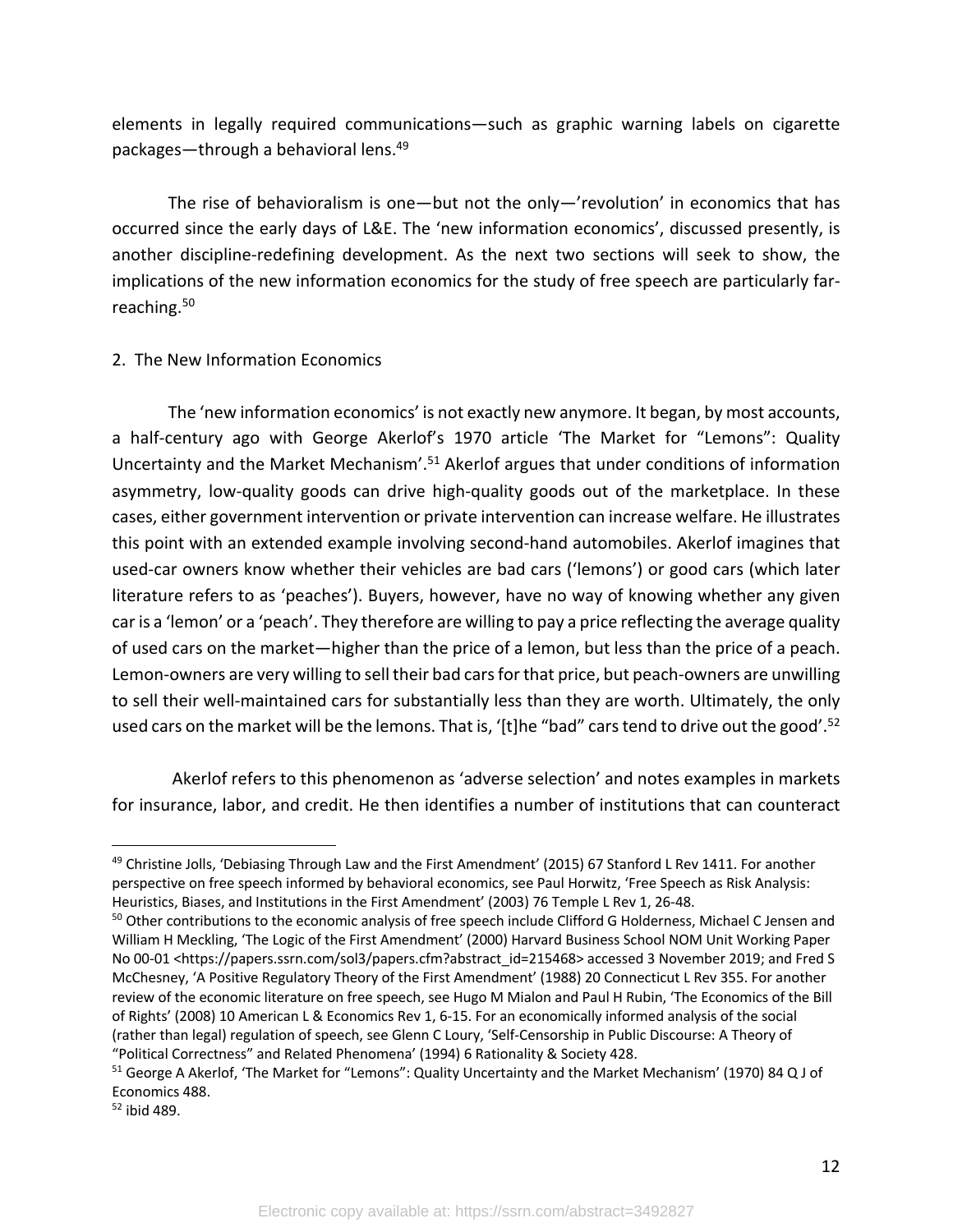elements in legally required communications—such as graphic warning labels on cigarette packages—through a behavioral lens.[49]

The rise of behavioralism is one—but not the only—'revolution' in economics that has occurred since the early days of L&E. The 'new information economics', discussed presently, is another discipline-redefining development. As the next two sections will seek to show, the implications of the new information economics for the study of free speech are particularly far-reaching.[50]

## 2. The New Information Economics

The 'new information economics' is not exactly new anymore. It began, by most accounts, a half-century ago with George Akerlof's 1970 article 'The Market for "Lemons": Quality Uncertainty and the Market Mechanism'.[51] Akerlof argues that under conditions of information asymmetry, low-quality goods can drive high-quality goods out of the marketplace. In these cases, either government intervention or private intervention can increase welfare. He illustrates this point with an extended example involving second-hand automobiles. Akerlof imagines that used-car owners know whether their vehicles are bad cars ('lemons') or good cars (which later literature refers to as 'peaches'). Buyers, however, have no way of knowing whether any given car is a 'lemon' or a 'peach'. They therefore are willing to pay a price reflecting the average quality of used cars on the market—higher than the price of a lemon, but less than the price of a peach. Lemon-owners are very willing to sell their bad cars for that price, but peach-owners are unwilling to sell their well-maintained cars for substantially less than they are worth. Ultimately, the only used cars on the market will be the lemons. That is, '[t]he "bad" cars tend to drive out the good'.[52]

Akerlof refers to this phenomenon as 'adverse selection' and notes examples in markets for insurance, labor, and credit. He then identifies a number of institutions that can counteract

---

[49] Christine Jolls, 'Debiasing Through Law and the First Amendment' (2015) 67 Stanford L Rev 1411. For another perspective on free speech informed by behavioral economics, see Paul Horwitz, 'Free Speech as Risk Analysis: Heuristics, Biases, and Institutions in the First Amendment' (2003) 76 Temple L Rev 1, 26-48.

[50] Other contributions to the economic analysis of free speech include Clifford G Holderness, Michael C Jensen and William H Meckling, 'The Logic of the First Amendment' (2000) Harvard Business School NOM Unit Working Paper No 00-01 <https://papers.ssrn.com/sol3/papers.cfm?abstract_id=215468> accessed 3 November 2019; and Fred S McChesney, 'A Positive Regulatory Theory of the First Amendment' (1988) 20 Connecticut L Rev 355. For another review of the economic literature on free speech, see Hugo M Mialon and Paul H Rubin, 'The Economics of the Bill of Rights' (2008) 10 American L & Economics Rev 1, 6-15. For an economically informed analysis of the social (rather than legal) regulation of speech, see Glenn C Loury, 'Self-Censorship in Public Discourse: A Theory of "Political Correctness" and Related Phenomena' (1994) 6 Rationality & Society 428.

[51] George A Akerlof, 'The Market for "Lemons": Quality Uncertainty and the Market Mechanism' (1970) 84 Q J of Economics 488.

[52] ibid 489.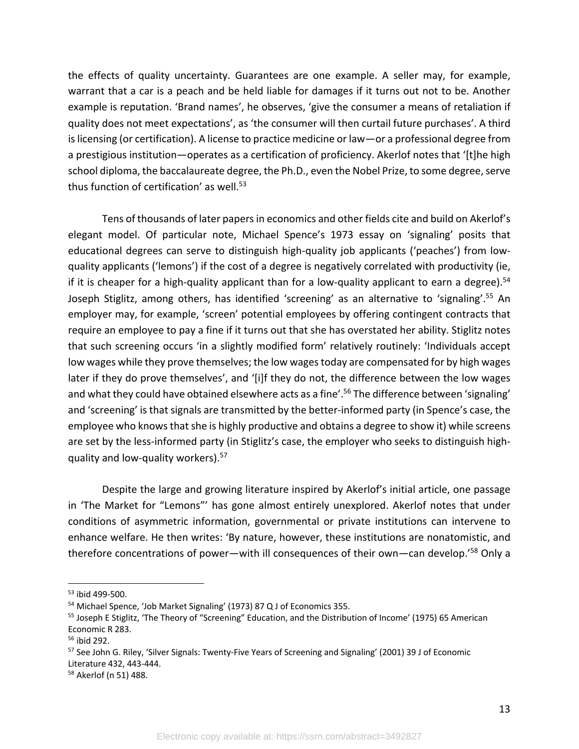the effects of quality uncertainty. Guarantees are one example. A seller may, for example, warrant that a car is a peach and be held liable for damages if it turns out not to be. Another example is reputation. 'Brand names', he observes, 'give the consumer a means of retaliation if quality does not meet expectations', as 'the consumer will then curtail future purchases'. A third is licensing (or certification). A license to practice medicine or law—or a professional degree from a prestigious institution—operates as a certification of proficiency. Akerlof notes that '[t]he high school diploma, the baccalaureate degree, the Ph.D., even the Nobel Prize, to some degree, serve thus function of certification' as well.[53]

Tens of thousands of later papers in economics and other fields cite and build on Akerlof's elegant model. Of particular note, Michael Spence's 1973 essay on 'signaling' posits that educational degrees can serve to distinguish high-quality job applicants ('peaches') from low-quality applicants ('lemons') if the cost of a degree is negatively correlated with productivity (ie, if it is cheaper for a high-quality applicant than for a low-quality applicant to earn a degree).[54] Joseph Stiglitz, among others, has identified 'screening' as an alternative to 'signaling'.[55] An employer may, for example, 'screen' potential employees by offering contingent contracts that require an employee to pay a fine if it turns out that she has overstated her ability. Stiglitz notes that such screening occurs 'in a slightly modified form' relatively routinely: 'Individuals accept low wages while they prove themselves; the low wages today are compensated for by high wages later if they do prove themselves', and '[i]f they do not, the difference between the low wages and what they could have obtained elsewhere acts as a fine'.[56] The difference between 'signaling' and 'screening' is that signals are transmitted by the better-informed party (in Spence's case, the employee who knows that she is highly productive and obtains a degree to show it) while screens are set by the less-informed party (in Stiglitz's case, the employer who seeks to distinguish high-quality and low-quality workers).[57]

Despite the large and growing literature inspired by Akerlof's initial article, one passage in 'The Market for "Lemons"' has gone almost entirely unexplored. Akerlof notes that under conditions of asymmetric information, governmental or private institutions can intervene to enhance welfare. He then writes: 'By nature, however, these institutions are nonatomistic, and therefore concentrations of power—with ill consequences of their own—can develop.'[58] Only a

---

[53] ibid 499-500.

[54] Michael Spence, 'Job Market Signaling' (1973) 87 Q J of Economics 355.

[55] Joseph E Stiglitz, 'The Theory of "Screening" Education, and the Distribution of Income' (1975) 65 American Economic R 283.

[56] ibid 292.

[57] See John G. Riley, 'Silver Signals: Twenty-Five Years of Screening and Signaling' (2001) 39 J of Economic Literature 432, 443-444.

[58] Akerlof (n 51) 488.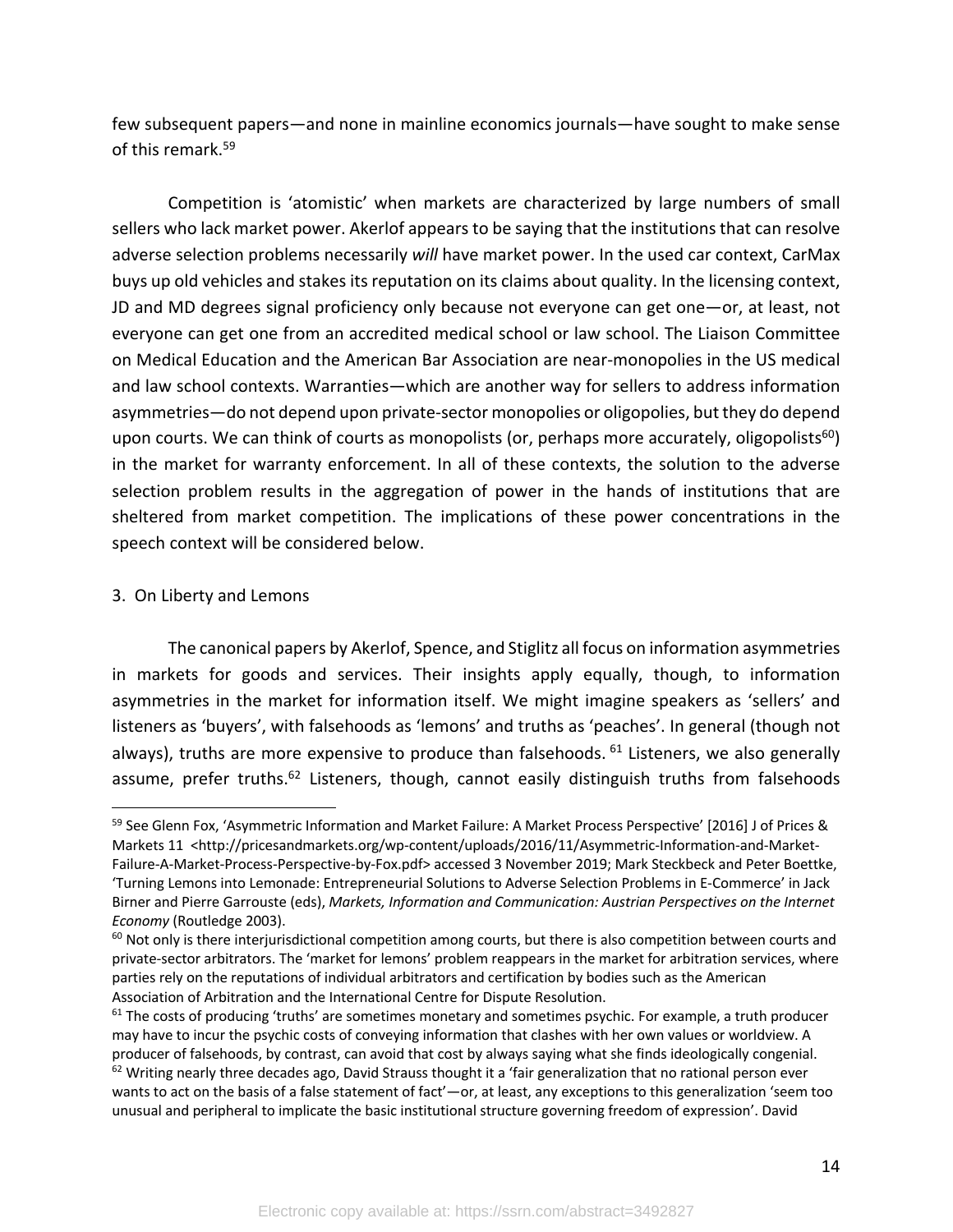few subsequent papers—and none in mainline economics journals—have sought to make sense of this remark.[59]

Competition is 'atomistic' when markets are characterized by large numbers of small sellers who lack market power. Akerlof appears to be saying that the institutions that can resolve adverse selection problems necessarily *will* have market power. In the used car context, CarMax buys up old vehicles and stakes its reputation on its claims about quality. In the licensing context, JD and MD degrees signal proficiency only because not everyone can get one—or, at least, not everyone can get one from an accredited medical school or law school. The Liaison Committee on Medical Education and the American Bar Association are near-monopolies in the US medical and law school contexts. Warranties—which are another way for sellers to address information asymmetries—do not depend upon private-sector monopolies or oligopolies, but they do depend upon courts. We can think of courts as monopolists (or, perhaps more accurately, oligopolists[60]) in the market for warranty enforcement. In all of these contexts, the solution to the adverse selection problem results in the aggregation of power in the hands of institutions that are sheltered from market competition. The implications of these power concentrations in the speech context will be considered below.

## 3. On Liberty and Lemons

The canonical papers by Akerlof, Spence, and Stiglitz all focus on information asymmetries in markets for goods and services. Their insights apply equally, though, to information asymmetries in the market for information itself. We might imagine speakers as 'sellers' and listeners as 'buyers', with falsehoods as 'lemons' and truths as 'peaches'. In general (though not always), truths are more expensive to produce than falsehoods.[61] Listeners, we also generally assume, prefer truths.[62] Listeners, though, cannot easily distinguish truths from falsehoods

---

[59] See Glenn Fox, 'Asymmetric Information and Market Failure: A Market Process Perspective' [2016] J of Prices & Markets 11 <http://pricesandmarkets.org/wp-content/uploads/2016/11/Asymmetric-Information-and-Market-Failure-A-Market-Process-Perspective-by-Fox.pdf> accessed 3 November 2019; Mark Steckbeck and Peter Boettke, 'Turning Lemons into Lemonade: Entrepreneurial Solutions to Adverse Selection Problems in E-Commerce' in Jack Birner and Pierre Garrouste (eds), *Markets, Information and Communication: Austrian Perspectives on the Internet Economy* (Routledge 2003).

[60] Not only is there interjurisdictional competition among courts, but there is also competition between courts and private-sector arbitrators. The 'market for lemons' problem reappears in the market for arbitration services, where parties rely on the reputations of individual arbitrators and certification by bodies such as the American Association of Arbitration and the International Centre for Dispute Resolution.

[61] The costs of producing 'truths' are sometimes monetary and sometimes psychic. For example, a truth producer may have to incur the psychic costs of conveying information that clashes with her own values or worldview. A producer of falsehoods, by contrast, can avoid that cost by always saying what she finds ideologically congenial.

[62] Writing nearly three decades ago, David Strauss thought it a 'fair generalization that no rational person ever wants to act on the basis of a false statement of fact'—or, at least, any exceptions to this generalization 'seem too unusual and peripheral to implicate the basic institutional structure governing freedom of expression'. David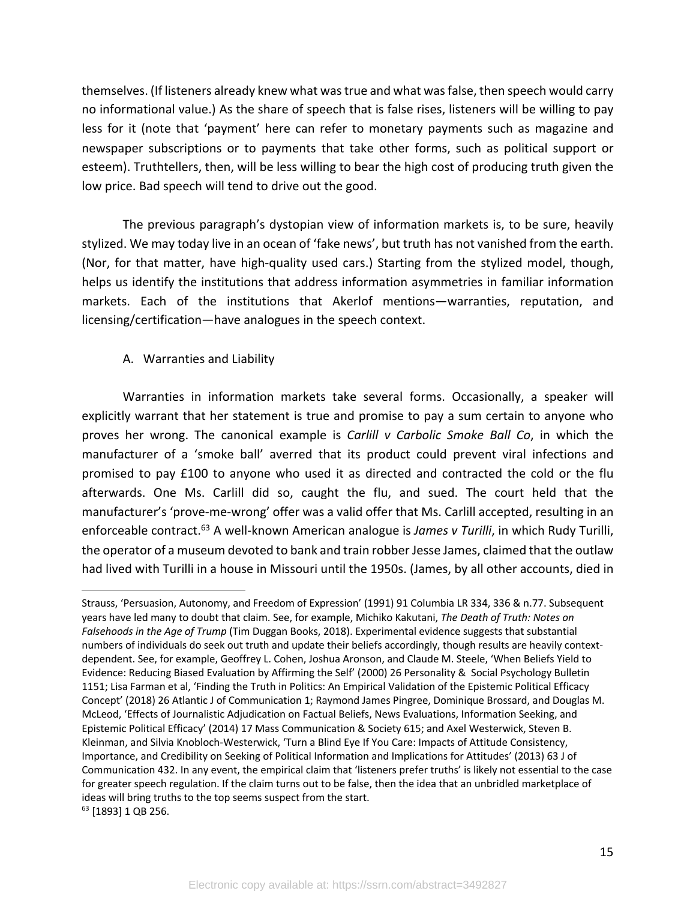themselves. (If listeners already knew what was true and what was false, then speech would carry no informational value.) As the share of speech that is false rises, listeners will be willing to pay less for it (note that 'payment' here can refer to monetary payments such as magazine and newspaper subscriptions or to payments that take other forms, such as political support or esteem). Truthtellers, then, will be less willing to bear the high cost of producing truth given the low price. Bad speech will tend to drive out the good.

The previous paragraph's dystopian view of information markets is, to be sure, heavily stylized. We may today live in an ocean of 'fake news', but truth has not vanished from the earth. (Nor, for that matter, have high-quality used cars.) Starting from the stylized model, though, helps us identify the institutions that address information asymmetries in familiar information markets. Each of the institutions that Akerlof mentions—warranties, reputation, and licensing/certification—have analogues in the speech context.

### A. Warranties and Liability

Warranties in information markets take several forms. Occasionally, a speaker will explicitly warrant that her statement is true and promise to pay a sum certain to anyone who proves her wrong. The canonical example is *Carlill v Carbolic Smoke Ball Co*, in which the manufacturer of a 'smoke ball' averred that its product could prevent viral infections and promised to pay £100 to anyone who used it as directed and contracted the cold or the flu afterwards. One Ms. Carlill did so, caught the flu, and sued. The court held that the manufacturer's 'prove-me-wrong' offer was a valid offer that Ms. Carlill accepted, resulting in an enforceable contract.[63] A well-known American analogue is *James v Turilli*, in which Rudy Turilli, the operator of a museum devoted to bank and train robber Jesse James, claimed that the outlaw had lived with Turilli in a house in Missouri until the 1950s. (James, by all other accounts, died in

---

Strauss, 'Persuasion, Autonomy, and Freedom of Expression' (1991) 91 Columbia LR 334, 336 & n.77. Subsequent years have led many to doubt that claim. See, for example, Michiko Kakutani, *The Death of Truth: Notes on Falsehoods in the Age of Trump* (Tim Duggan Books, 2018). Experimental evidence suggests that substantial numbers of individuals do seek out truth and update their beliefs accordingly, though results are heavily context-dependent. See, for example, Geoffrey L. Cohen, Joshua Aronson, and Claude M. Steele, 'When Beliefs Yield to Evidence: Reducing Biased Evaluation by Affirming the Self' (2000) 26 Personality & Social Psychology Bulletin 1151; Lisa Farman et al, 'Finding the Truth in Politics: An Empirical Validation of the Epistemic Political Efficacy Concept' (2018) 26 Atlantic J of Communication 1; Raymond James Pingree, Dominique Brossard, and Douglas M. McLeod, 'Effects of Journalistic Adjudication on Factual Beliefs, News Evaluations, Information Seeking, and Epistemic Political Efficacy' (2014) 17 Mass Communication & Society 615; and Axel Westerwick, Steven B. Kleinman, and Silvia Knobloch-Westerwick, 'Turn a Blind Eye If You Care: Impacts of Attitude Consistency, Importance, and Credibility on Seeking of Political Information and Implications for Attitudes' (2013) 63 J of Communication 432. In any event, the empirical claim that 'listeners prefer truths' is likely not essential to the case for greater speech regulation. If the claim turns out to be false, then the idea that an unbridled marketplace of ideas will bring truths to the top seems suspect from the start.

[63] [1893] 1 QB 256.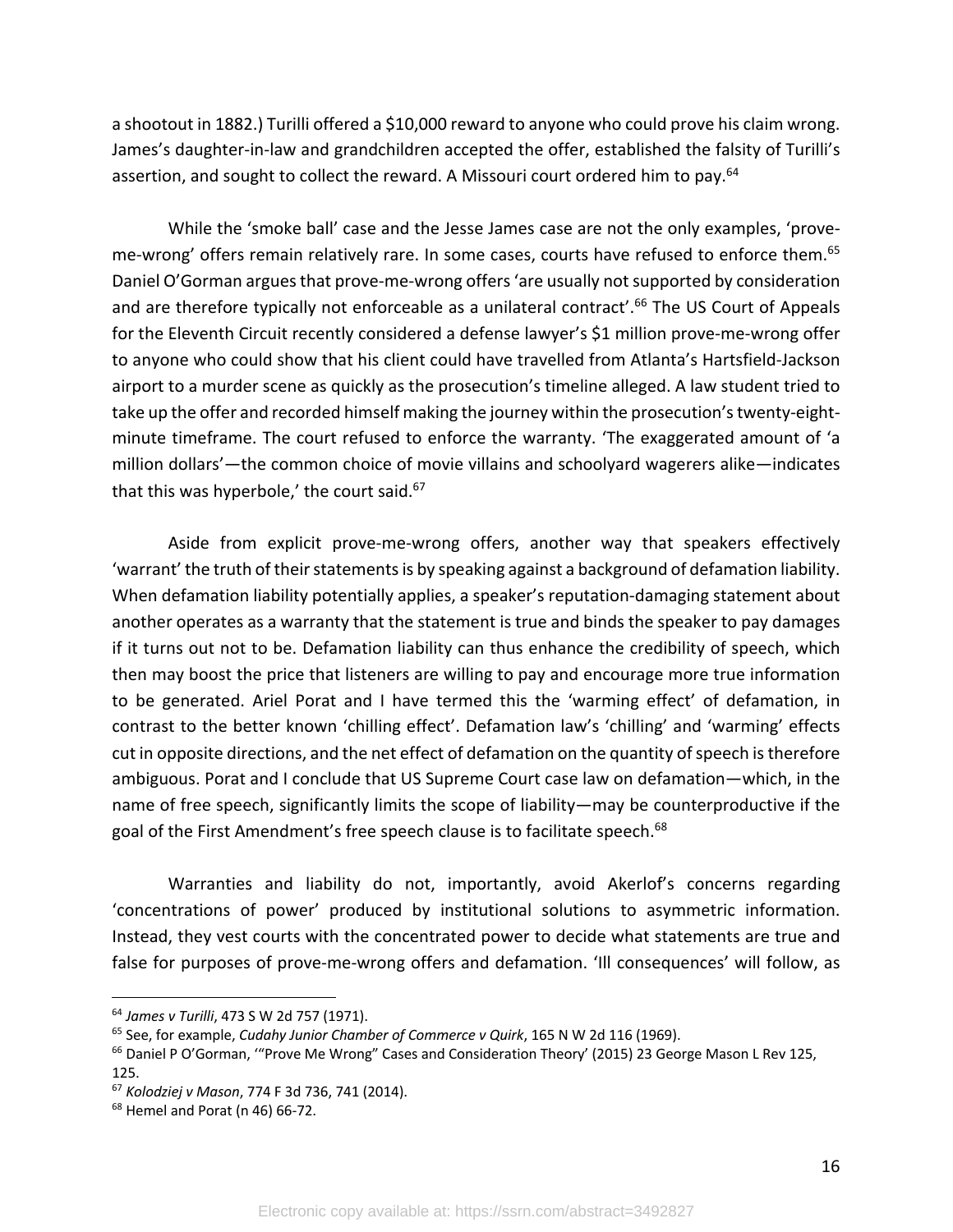a shootout in 1882.) Turilli offered a $10,000 reward to anyone who could prove his claim wrong. James's daughter-in-law and grandchildren accepted the offer, established the falsity of Turilli's assertion, and sought to collect the reward. A Missouri court ordered him to pay.[64]

While the 'smoke ball' case and the Jesse James case are not the only examples, 'prove-me-wrong' offers remain relatively rare. In some cases, courts have refused to enforce them.[65] Daniel O'Gorman argues that prove-me-wrong offers 'are usually not supported by consideration and are therefore typically not enforceable as a unilateral contract'.[66] The US Court of Appeals for the Eleventh Circuit recently considered a defense lawyer's $1 million prove-me-wrong offer to anyone who could show that his client could have travelled from Atlanta's Hartsfield-Jackson airport to a murder scene as quickly as the prosecution's timeline alleged. A law student tried to take up the offer and recorded himself making the journey within the prosecution's twenty-eight-minute timeframe. The court refused to enforce the warranty. 'The exaggerated amount of 'a million dollars'—the common choice of movie villains and schoolyard wagerers alike—indicates that this was hyperbole,' the court said.[67]

Aside from explicit prove-me-wrong offers, another way that speakers effectively 'warrant' the truth of their statements is by speaking against a background of defamation liability. When defamation liability potentially applies, a speaker's reputation-damaging statement about another operates as a warranty that the statement is true and binds the speaker to pay damages if it turns out not to be. Defamation liability can thus enhance the credibility of speech, which then may boost the price that listeners are willing to pay and encourage more true information to be generated. Ariel Porat and I have termed this the 'warming effect' of defamation, in contrast to the better known 'chilling effect'. Defamation law's 'chilling' and 'warming' effects cut in opposite directions, and the net effect of defamation on the quantity of speech is therefore ambiguous. Porat and I conclude that US Supreme Court case law on defamation—which, in the name of free speech, significantly limits the scope of liability—may be counterproductive if the goal of the First Amendment's free speech clause is to facilitate speech.[68]

Warranties and liability do not, importantly, avoid Akerlof's concerns regarding 'concentrations of power' produced by institutional solutions to asymmetric information. Instead, they vest courts with the concentrated power to decide what statements are true and false for purposes of prove-me-wrong offers and defamation. 'Ill consequences' will follow, as

---

[64] *James v Turilli*, 473 S W 2d 757 (1971).

[65] See, for example, *Cudahy Junior Chamber of Commerce v Quirk*, 165 N W 2d 116 (1969).

[66] Daniel P O'Gorman, '"Prove Me Wrong" Cases and Consideration Theory' (2015) 23 George Mason L Rev 125, 125.

[67] *Kolodziej v Mason*, 774 F 3d 736, 741 (2014).

[68] Hemel and Porat (n 46) 66-72.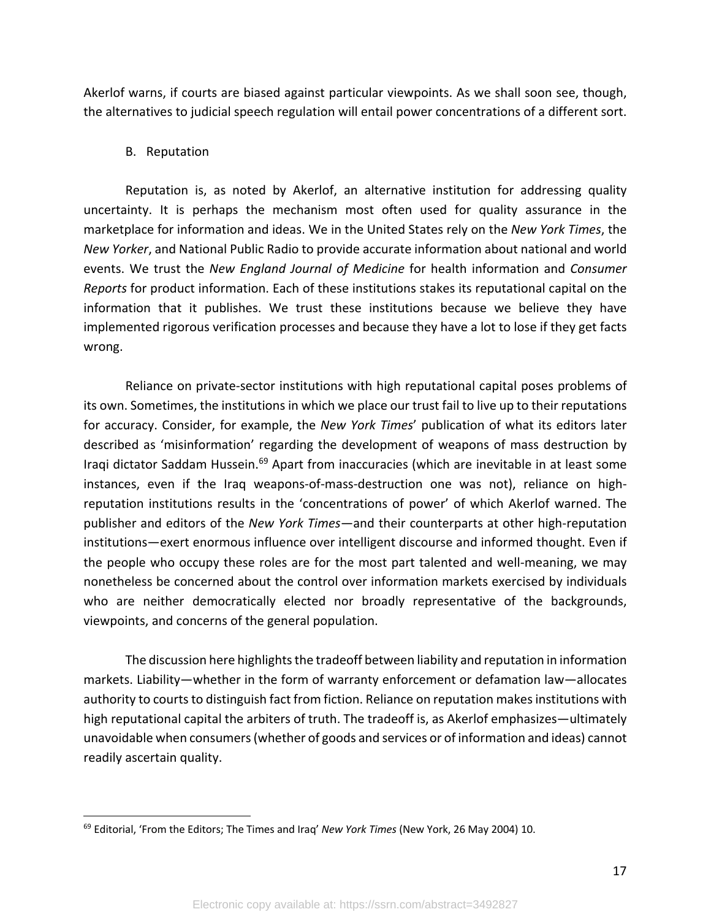Akerlof warns, if courts are biased against particular viewpoints. As we shall soon see, though, the alternatives to judicial speech regulation will entail power concentrations of a different sort.

### B. Reputation

Reputation is, as noted by Akerlof, an alternative institution for addressing quality uncertainty. It is perhaps the mechanism most often used for quality assurance in the marketplace for information and ideas. We in the United States rely on the *New York Times*, the *New Yorker*, and National Public Radio to provide accurate information about national and world events. We trust the *New England Journal of Medicine* for health information and *Consumer Reports* for product information. Each of these institutions stakes its reputational capital on the information that it publishes. We trust these institutions because we believe they have implemented rigorous verification processes and because they have a lot to lose if they get facts wrong.

Reliance on private-sector institutions with high reputational capital poses problems of its own. Sometimes, the institutions in which we place our trust fail to live up to their reputations for accuracy. Consider, for example, the *New York Times*' publication of what its editors later described as 'misinformation' regarding the development of weapons of mass destruction by Iraqi dictator Saddam Hussein.[69] Apart from inaccuracies (which are inevitable in at least some instances, even if the Iraq weapons-of-mass-destruction one was not), reliance on high-reputation institutions results in the 'concentrations of power' of which Akerlof warned. The publisher and editors of the *New York Times*—and their counterparts at other high-reputation institutions—exert enormous influence over intelligent discourse and informed thought. Even if the people who occupy these roles are for the most part talented and well-meaning, we may nonetheless be concerned about the control over information markets exercised by individuals who are neither democratically elected nor broadly representative of the backgrounds, viewpoints, and concerns of the general population.

The discussion here highlights the tradeoff between liability and reputation in information markets. Liability—whether in the form of warranty enforcement or defamation law—allocates authority to courts to distinguish fact from fiction. Reliance on reputation makes institutions with high reputational capital the arbiters of truth. The tradeoff is, as Akerlof emphasizes—ultimately unavoidable when consumers (whether of goods and services or of information and ideas) cannot readily ascertain quality.

---

[69] Editorial, 'From the Editors; The Times and Iraq' *New York Times* (New York, 26 May 2004) 10.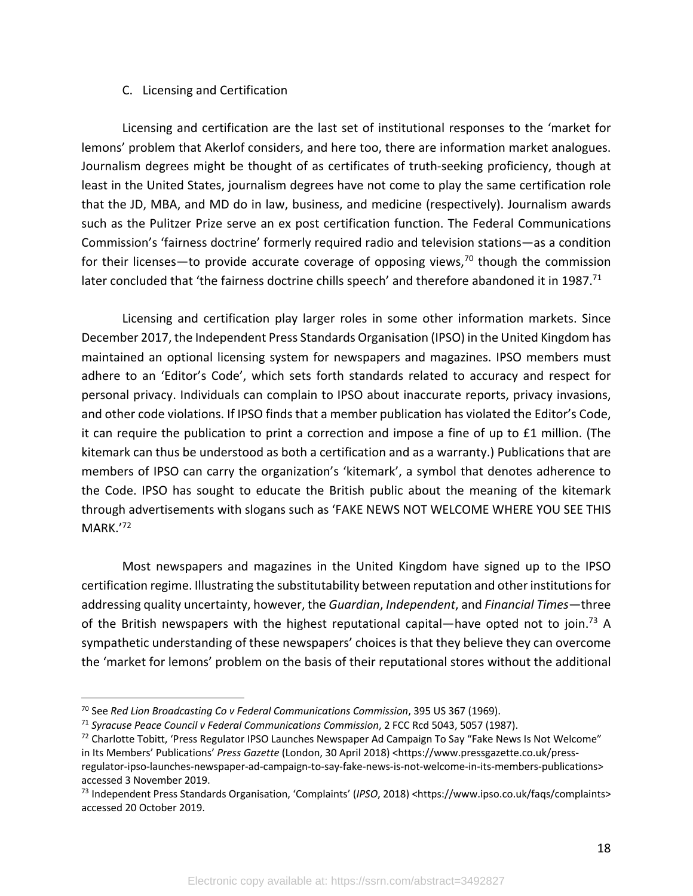### C. Licensing and Certification

Licensing and certification are the last set of institutional responses to the 'market for lemons' problem that Akerlof considers, and here too, there are information market analogues. Journalism degrees might be thought of as certificates of truth-seeking proficiency, though at least in the United States, journalism degrees have not come to play the same certification role that the JD, MBA, and MD do in law, business, and medicine (respectively). Journalism awards such as the Pulitzer Prize serve an ex post certification function. The Federal Communications Commission's 'fairness doctrine' formerly required radio and television stations—as a condition for their licenses—to provide accurate coverage of opposing views,[70] though the commission later concluded that 'the fairness doctrine chills speech' and therefore abandoned it in 1987.[71]

Licensing and certification play larger roles in some other information markets. Since December 2017, the Independent Press Standards Organisation (IPSO) in the United Kingdom has maintained an optional licensing system for newspapers and magazines. IPSO members must adhere to an 'Editor's Code', which sets forth standards related to accuracy and respect for personal privacy. Individuals can complain to IPSO about inaccurate reports, privacy invasions, and other code violations. If IPSO finds that a member publication has violated the Editor's Code, it can require the publication to print a correction and impose a fine of up to £1 million. (The kitemark can thus be understood as both a certification and as a warranty.) Publications that are members of IPSO can carry the organization's 'kitemark', a symbol that denotes adherence to the Code. IPSO has sought to educate the British public about the meaning of the kitemark through advertisements with slogans such as 'FAKE NEWS NOT WELCOME WHERE YOU SEE THIS MARK.'[72]

Most newspapers and magazines in the United Kingdom have signed up to the IPSO certification regime. Illustrating the substitutability between reputation and other institutions for addressing quality uncertainty, however, the *Guardian*, *Independent*, and *Financial Times*—three of the British newspapers with the highest reputational capital—have opted not to join.[73] A sympathetic understanding of these newspapers' choices is that they believe they can overcome the 'market for lemons' problem on the basis of their reputational stores without the additional

---

[70] See *Red Lion Broadcasting Co v Federal Communications Commission*, 395 US 367 (1969).

[71] *Syracuse Peace Council v Federal Communications Commission*, 2 FCC Rcd 5043, 5057 (1987).

[72] Charlotte Tobitt, 'Press Regulator IPSO Launches Newspaper Ad Campaign To Say "Fake News Is Not Welcome" in Its Members' Publications' *Press Gazette* (London, 30 April 2018) <https://www.pressgazette.co.uk/press-regulator-ipso-launches-newspaper-ad-campaign-to-say-fake-news-is-not-welcome-in-its-members-publications> accessed 3 November 2019.

[73] Independent Press Standards Organisation, 'Complaints' (*IPSO*, 2018) <https://www.ipso.co.uk/faqs/complaints> accessed 20 October 2019.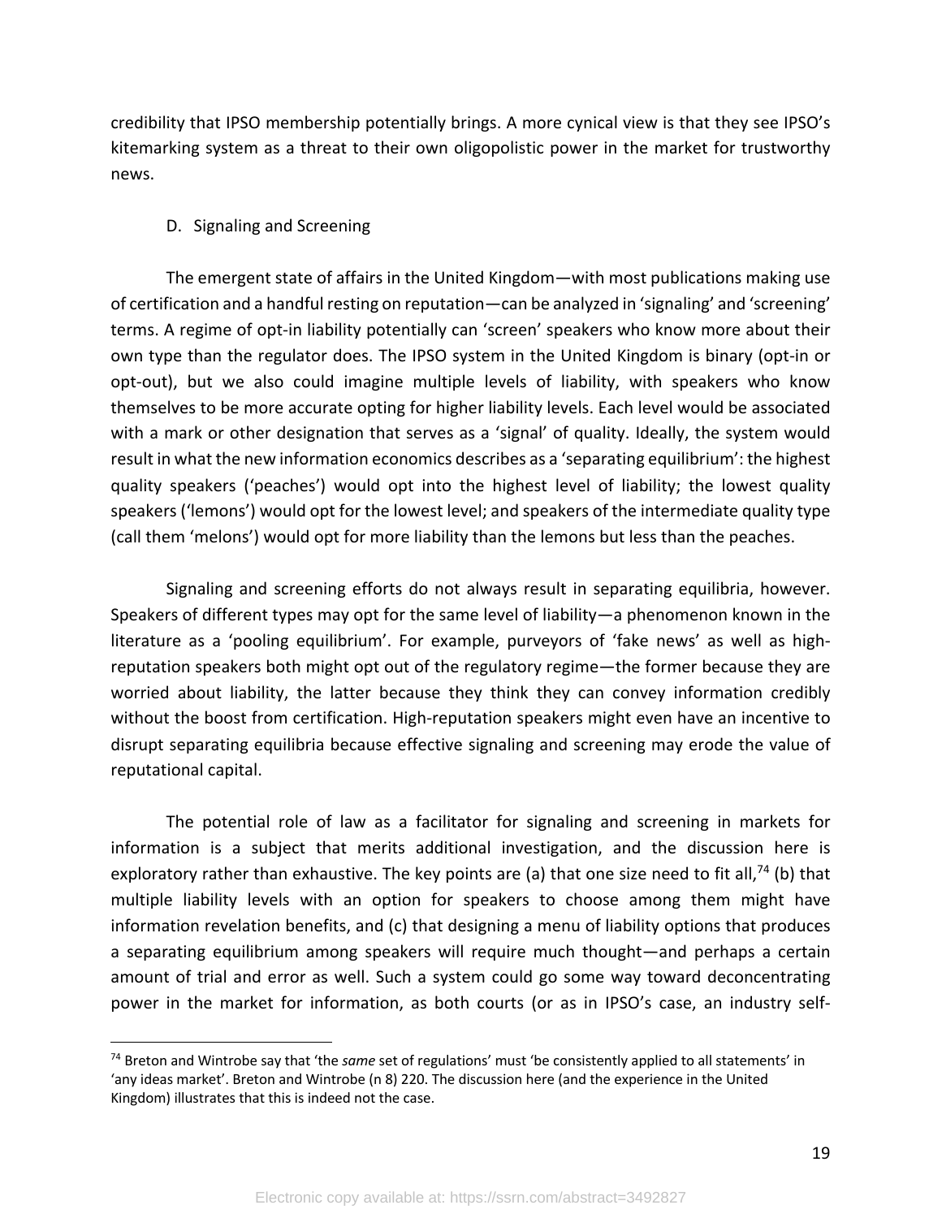credibility that IPSO membership potentially brings. A more cynical view is that they see IPSO's kitemarking system as a threat to their own oligopolistic power in the market for trustworthy news.

### D. Signaling and Screening

The emergent state of affairs in the United Kingdom—with most publications making use of certification and a handful resting on reputation—can be analyzed in 'signaling' and 'screening' terms. A regime of opt-in liability potentially can 'screen' speakers who know more about their own type than the regulator does. The IPSO system in the United Kingdom is binary (opt-in or opt-out), but we also could imagine multiple levels of liability, with speakers who know themselves to be more accurate opting for higher liability levels. Each level would be associated with a mark or other designation that serves as a 'signal' of quality. Ideally, the system would result in what the new information economics describes as a 'separating equilibrium': the highest quality speakers ('peaches') would opt into the highest level of liability; the lowest quality speakers ('lemons') would opt for the lowest level; and speakers of the intermediate quality type (call them 'melons') would opt for more liability than the lemons but less than the peaches.

Signaling and screening efforts do not always result in separating equilibria, however. Speakers of different types may opt for the same level of liability—a phenomenon known in the literature as a 'pooling equilibrium'. For example, purveyors of 'fake news' as well as high-reputation speakers both might opt out of the regulatory regime—the former because they are worried about liability, the latter because they think they can convey information credibly without the boost from certification. High-reputation speakers might even have an incentive to disrupt separating equilibria because effective signaling and screening may erode the value of reputational capital.

The potential role of law as a facilitator for signaling and screening in markets for information is a subject that merits additional investigation, and the discussion here is exploratory rather than exhaustive. The key points are (a) that one size need to fit all,[74] (b) that multiple liability levels with an option for speakers to choose among them might have information revelation benefits, and (c) that designing a menu of liability options that produces a separating equilibrium among speakers will require much thought—and perhaps a certain amount of trial and error as well. Such a system could go some way toward deconcentrating power in the market for information, as both courts (or as in IPSO's case, an industry self-

---

[74] Breton and Wintrobe say that 'the *same* set of regulations' must 'be consistently applied to all statements' in 'any ideas market'. Breton and Wintrobe (n 8) 220. The discussion here (and the experience in the United Kingdom) illustrates that this is indeed not the case.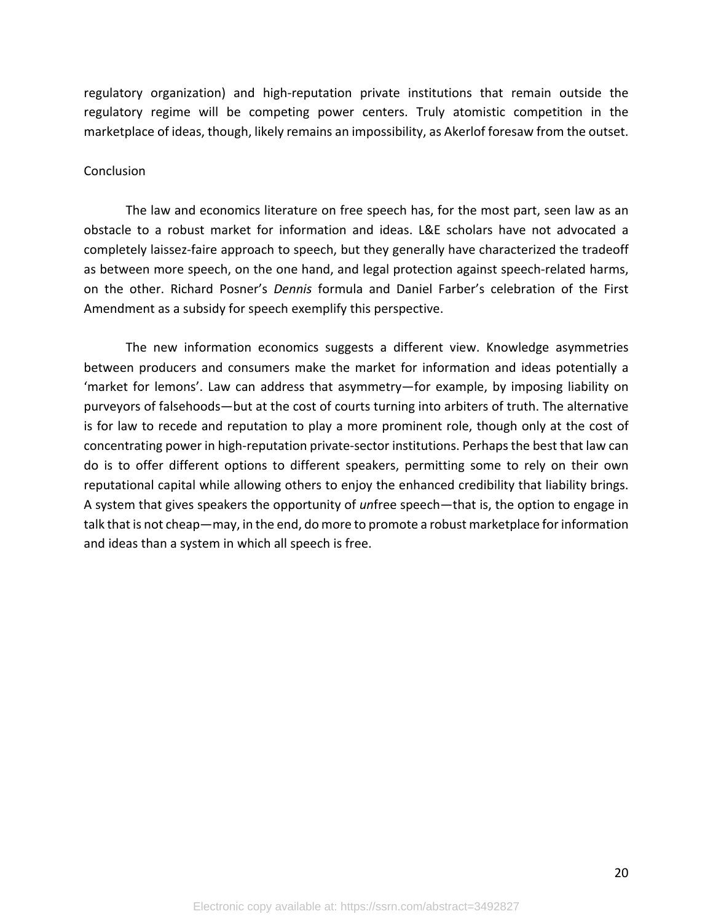regulatory organization) and high-reputation private institutions that remain outside the regulatory regime will be competing power centers. Truly atomistic competition in the marketplace of ideas, though, likely remains an impossibility, as Akerlof foresaw from the outset.

## Conclusion

The law and economics literature on free speech has, for the most part, seen law as an obstacle to a robust market for information and ideas. L&E scholars have not advocated a completely laissez-faire approach to speech, but they generally have characterized the tradeoff as between more speech, on the one hand, and legal protection against speech-related harms, on the other. Richard Posner's *Dennis* formula and Daniel Farber's celebration of the First Amendment as a subsidy for speech exemplify this perspective.

The new information economics suggests a different view. Knowledge asymmetries between producers and consumers make the market for information and ideas potentially a 'market for lemons'. Law can address that asymmetry—for example, by imposing liability on purveyors of falsehoods—but at the cost of courts turning into arbiters of truth. The alternative is for law to recede and reputation to play a more prominent role, though only at the cost of concentrating power in high-reputation private-sector institutions. Perhaps the best that law can do is to offer different options to different speakers, permitting some to rely on their own reputational capital while allowing others to enjoy the enhanced credibility that liability brings. A system that gives speakers the opportunity of *un*free speech—that is, the option to engage in talk that is not cheap—may, in the end, do more to promote a robust marketplace for information and ideas than a system in which all speech is free.